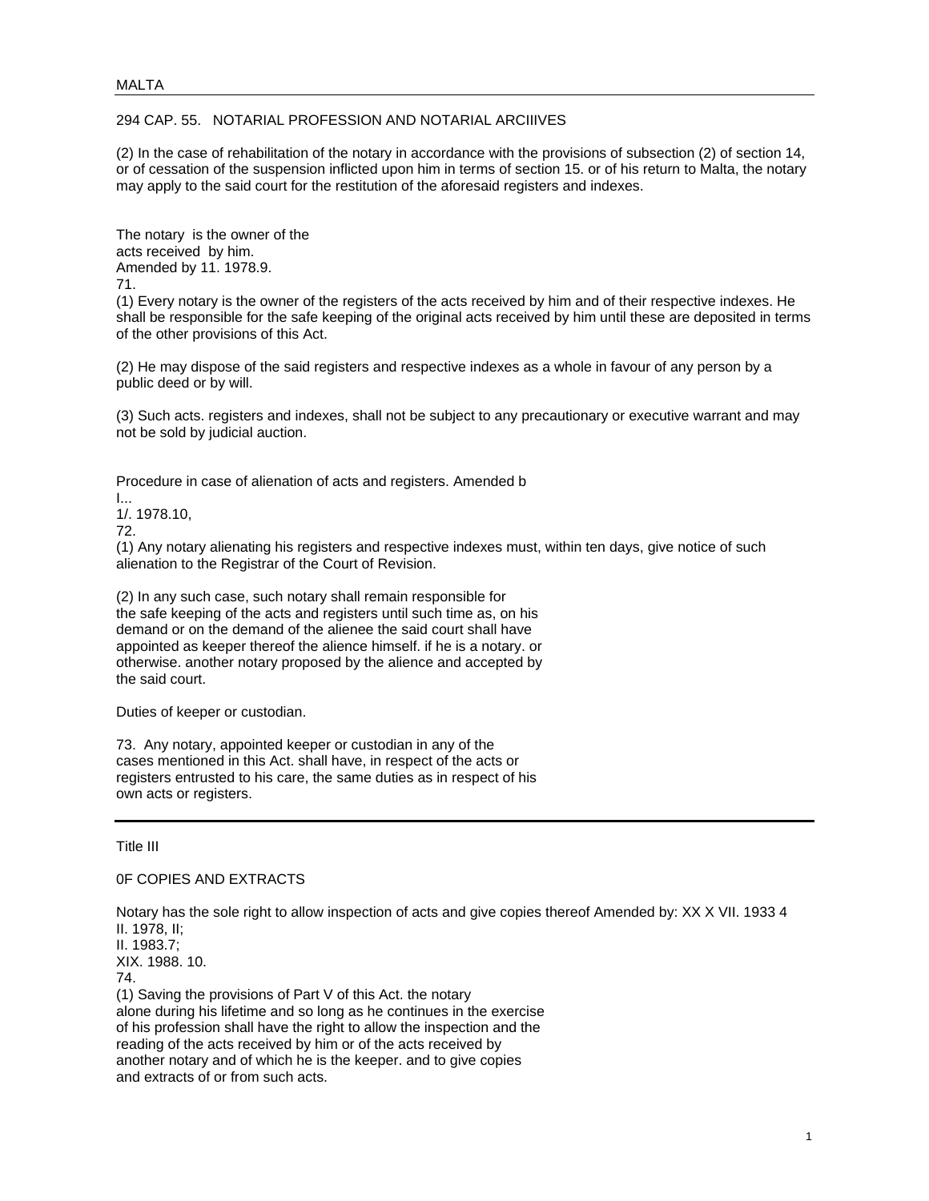294 CAP. 55. NOTARIAL PROFESSION AND NOTARIAL ARCIIIVES

(2) In the case of rehabilitation of the notary in accordance with the provisions of subsection (2) of section 14, or of cessation of the suspension inflicted upon him in terms of section 15. or of his return to Malta, the notary may apply to the said court for the restitution of the aforesaid registers and indexes.

The notary is the owner of the acts received by him.
Amended by 11. 1978.9.

71.

(1) Every notary is the owner of the registers of the acts received by him and of their respective indexes. He shall be responsible for the safe keeping of the original acts received by him until these are deposited in terms of the other provisions of this Act.

(2) He may dispose of the said registers and respective indexes as a whole in favour of any person by a public deed or by will.

(3) Such acts. registers and indexes, shall not be subject to any precautionary or executive warrant and may not be sold by judicial auction.

Procedure in case of alienation of acts and registers. Amended b
I...
1/. 1978.10,

72.

(1) Any notary alienating his registers and respective indexes must, within ten days, give notice of such alienation to the Registrar of the Court of Revision.

(2) In any such case, such notary shall remain responsible for the safe keeping of the acts and registers until such time as, on his demand or on the demand of the alienee the said court shall have appointed as keeper thereof the alience himself. if he is a notary. or otherwise. another notary proposed by the alience and accepted by the said court.

Duties of keeper or custodian.

73. Any notary, appointed keeper or custodian in any of the cases mentioned in this Act. shall have, in respect of the acts or registers entrusted to his care, the same duties as in respect of his own acts or registers.

---

Title III

0F COPIES AND EXTRACTS

Notary has the sole right to allow inspection of acts and give copies thereof Amended by: XX X VII. 1933 4
II. 1978, II;
II. 1983.7;
XIX. 1988. 10.

74.

(1) Saving the provisions of Part V of this Act. the notary alone during his lifetime and so long as he continues in the exercise of his profession shall have the right to allow the inspection and the reading of the acts received by him or of the acts received by another notary and of which he is the keeper. and to give copies and extracts of or from such acts.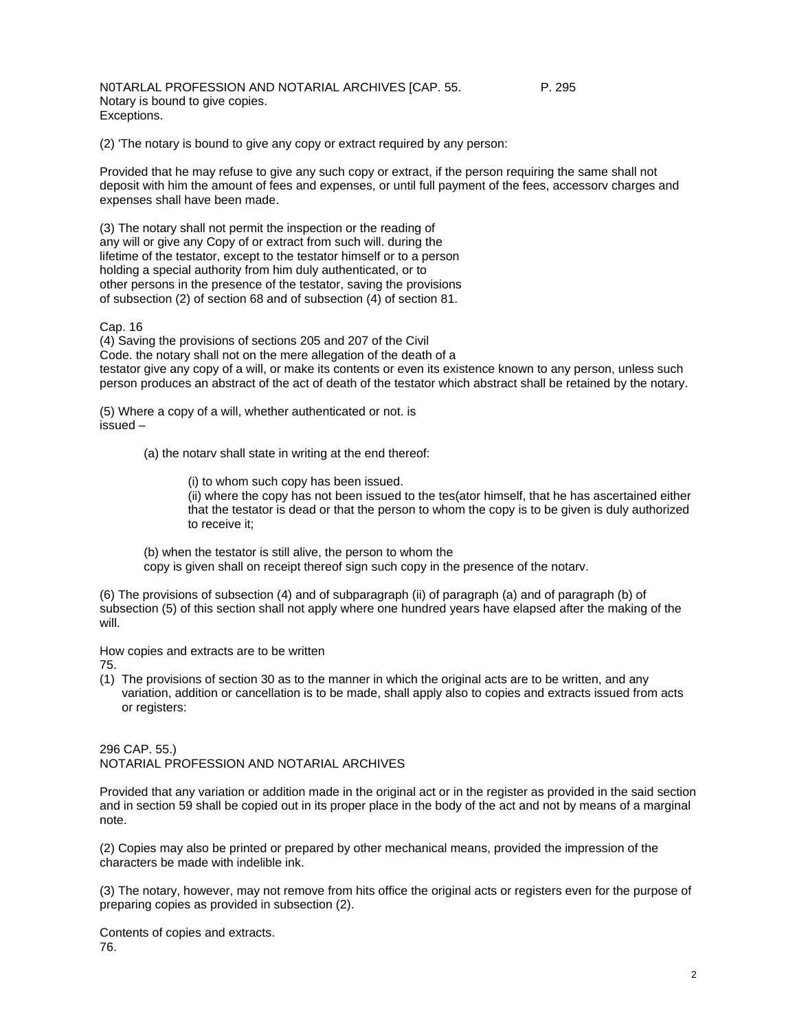Notary is bound to give copies.
Exceptions.

(2) 'The notary is bound to give any copy or extract required by any person:

Provided that he may refuse to give any such copy or extract, if the person requiring the same shall not deposit with him the amount of fees and expenses, or until full payment of the fees, accessorv charges and expenses shall have been made.

(3) The notary shall not permit the inspection or the reading of any will or give any Copy of or extract from such will. during the lifetime of the testator, except to the testator himself or to a person holding a special authority from him duly authenticated, or to other persons in the presence of the testator, saving the provisions of subsection (2) of section 68 and of subsection (4) of section 81.

Cap. 16

(4) Saving the provisions of sections 205 and 207 of the Civil Code. the notary shall not on the mere allegation of the death of a testator give any copy of a will, or make its contents or even its existence known to any person, unless such person produces an abstract of the act of death of the testator which abstract shall be retained by the notary.

(5) Where a copy of a will, whether authenticated or not. is issued –

(a) the notarv shall state in writing at the end thereof:

(i) to whom such copy has been issued.

(ii) where the copy has not been issued to the tes(ator himself, that he has ascertained either that the testator is dead or that the person to whom the copy is to be given is duly authorized to receive it;

(b) when the testator is still alive, the person to whom the copy is given shall on receipt thereof sign such copy in the presence of the notarv.

(6) The provisions of subsection (4) and of subparagraph (ii) of paragraph (a) and of paragraph (b) of subsection (5) of this section shall not apply where one hundred years have elapsed after the making of the will.

How copies and extracts are to be written

75.

(1) The provisions of section 30 as to the manner in which the original acts are to be written, and any variation, addition or cancellation is to be made, shall apply also to copies and extracts issued from acts or registers:

Provided that any variation or addition made in the original act or in the register as provided in the said section and in section 59 shall be copied out in its proper place in the body of the act and not by means of a marginal note.

(2) Copies may also be printed or prepared by other mechanical means, provided the impression of the characters be made with indelible ink.

(3) The notary, however, may not remove from hits office the original acts or registers even for the purpose of preparing copies as provided in subsection (2).

Contents of copies and extracts.

76.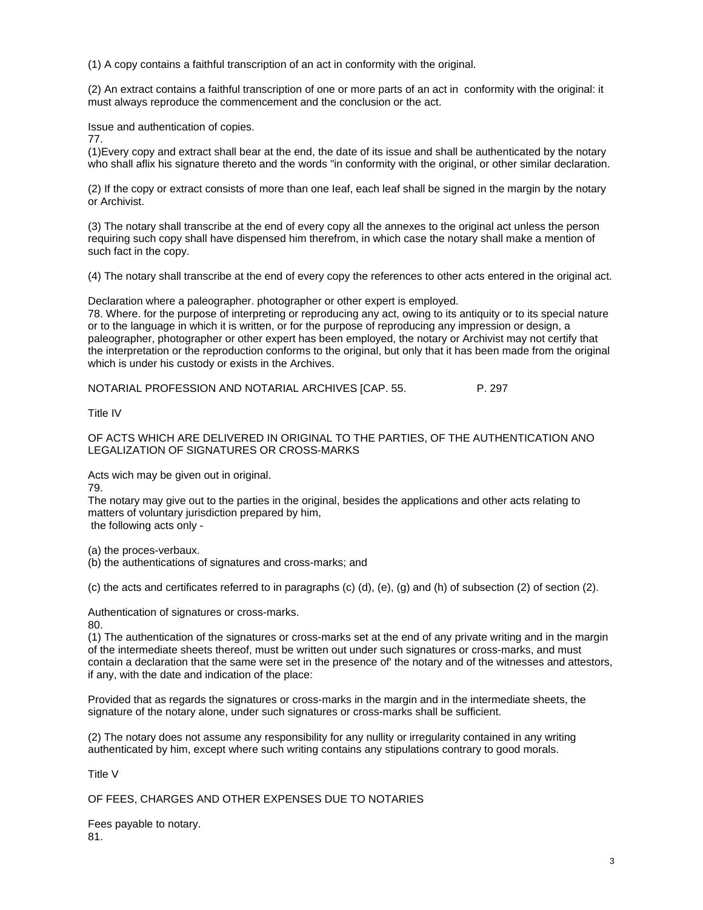(1) A copy contains a faithful transcription of an act in conformity with the original.

(2) An extract contains a faithful transcription of one or more parts of an act in conformity with the original: it must always reproduce the commencement and the conclusion or the act.

Issue and authentication of copies.
77.
(1)Every copy and extract shall bear at the end, the date of its issue and shall be authenticated by the notary who shall aflix his signature thereto and the words "in conformity with the original, or other similar declaration.

(2) If the copy or extract consists of more than one Ieaf, each leaf shall be signed in the margin by the notary or Archivist.

(3) The notary shall transcribe at the end of every copy all the annexes to the original act unless the person requiring such copy shall have dispensed him therefrom, in which case the notary shall make a mention of such fact in the copy.

(4) The notary shall transcribe at the end of every copy the references to other acts entered in the original act.

Declaration where a paleographer. photographer or other expert is employed.
78. Where. for the purpose of interpreting or reproducing any act, owing to its antiquity or to its special nature or to the language in which it is written, or for the purpose of reproducing any impression or design, a paleographer, photographer or other expert has been employed, the notary or Archivist may not certify that the interpretation or the reproduction conforms to the original, but only that it has been made from the original which is under his custody or exists in the Archives.

NOTARIAL PROFESSION AND NOTARIAL ARCHIVES [CAP. 55. P. 297

Title IV

OF ACTS WHICH ARE DELIVERED IN ORIGINAL TO THE PARTIES, OF THE AUTHENTICATION ANO LEGALIZATION OF SIGNATURES OR CROSS-MARKS

Acts wich may be given out in original.
79.
The notary may give out to the parties in the original, besides the applications and other acts relating to matters of voluntary jurisdiction prepared by him,
the following acts only -

(a) the proces-verbaux.
(b) the authentications of signatures and cross-marks; and

(c) the acts and certificates referred to in paragraphs (c) (d), (e), (g) and (h) of subsection (2) of section (2).

Authentication of signatures or cross-marks.
80.
(1) The authentication of the signatures or cross-marks set at the end of any private writing and in the margin of the intermediate sheets thereof, must be written out under such signatures or cross-marks, and must contain a declaration that the same were set in the presence of' the notary and of the witnesses and attestors, if any, with the date and indication of the place:

Provided that as regards the signatures or cross-marks in the margin and in the intermediate sheets, the signature of the notary alone, under such signatures or cross-marks shall be sufficient.

(2) The notary does not assume any responsibility for any nullity or irregularity contained in any writing authenticated by him, except where such writing contains any stipulations contrary to good morals.

Title V

OF FEES, CHARGES AND OTHER EXPENSES DUE TO NOTARIES

Fees payable to notary.
81.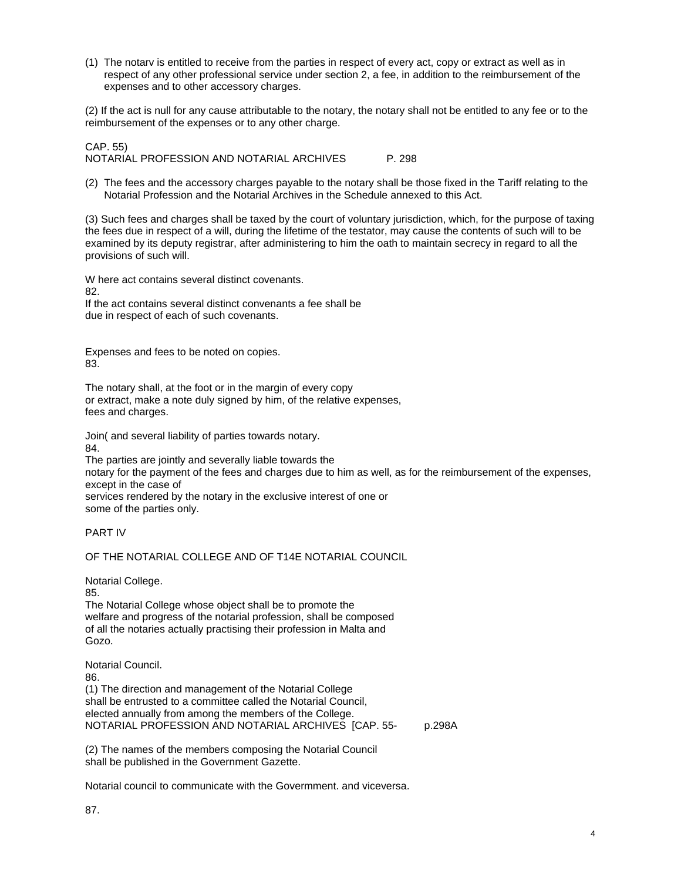(1) The notarv is entitled to receive from the parties in respect of every act, copy or extract as well as in respect of any other professional service under section 2, a fee, in addition to the reimbursement of the expenses and to other accessory charges.

(2) If the act is null for any cause attributable to the notary, the notary shall not be entitled to any fee or to the reimbursement of the expenses or to any other charge.

(2) The fees and the accessory charges payable to the notary shall be those fixed in the Tariff relating to the Notarial Profession and the Notarial Archives in the Schedule annexed to this Act.

(3) Such fees and charges shall be taxed by the court of voluntary jurisdiction, which, for the purpose of taxing the fees due in respect of a will, during the lifetime of the testator, may cause the contents of such will to be examined by its deputy registrar, after administering to him the oath to maintain secrecy in regard to all the provisions of such will.

W here act contains several distinct covenants.

82.

If the act contains several distinct convenants a fee shall be due in respect of each of such covenants.

Expenses and fees to be noted on copies.

83.

The notary shall, at the foot or in the margin of every copy or extract, make a note duly signed by him, of the relative expenses, fees and charges.

Join( and several liability of parties towards notary.

84.

The parties are jointly and severally liable towards the notary for the payment of the fees and charges due to him as well, as for the reimbursement of the expenses, except in the case of services rendered by the notary in the exclusive interest of one or some of the parties only.

## PART IV

## OF THE NOTARIAL COLLEGE AND OF T14E NOTARIAL COUNCIL

Notarial College.

85.

The Notarial College whose object shall be to promote the welfare and progress of the notarial profession, shall be composed of all the notaries actually practising their profession in Malta and Gozo.

Notarial Council.

86.

(1) The direction and management of the Notarial College shall be entrusted to a committee called the Notarial Council, elected annually from among the members of the College.

(2) The names of the members composing the Notarial Council shall be published in the Government Gazette.

Notarial council to communicate with the Govermment. and viceversa.

87.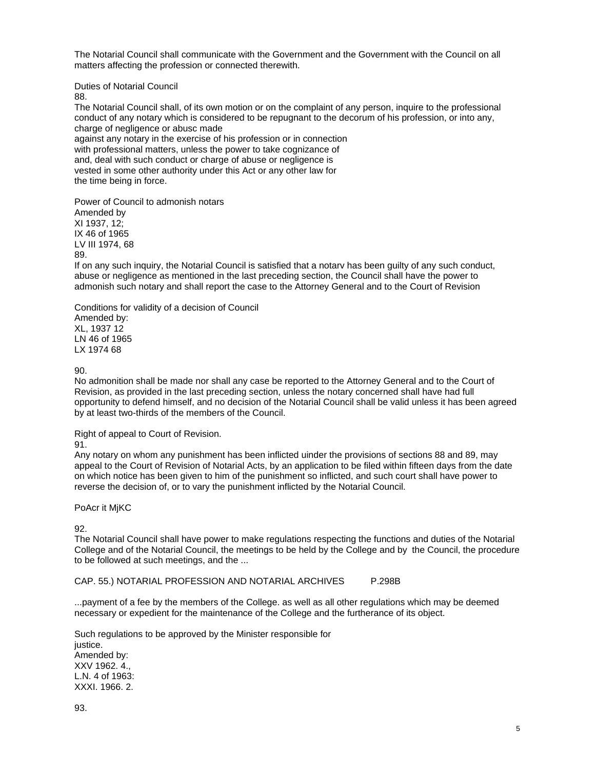The Notarial Council shall communicate with the Government and the Government with the Council on all matters affecting the profession or connected therewith.

Duties of Notarial Council

88.

The Notarial Council shall, of its own motion or on the complaint of any person, inquire to the professional conduct of any notary which is considered to be repugnant to the decorum of his profession, or into any, charge of negligence or abusc made against any notary in the exercise of his profession or in connection with professional matters, unless the power to take cognizance of and, deal with such conduct or charge of abuse or negligence is vested in some other authority under this Act or any other law for the time being in force.

Power of Council to admonish notars

Amended by
XI 1937, 12;
IX 46 of 1965
LV III 1974, 68

89.

If on any such inquiry, the Notarial Council is satisfied that a notarv has been guilty of any such conduct, abuse or negligence as mentioned in the last preceding section, the Council shall have the power to admonish such notary and shall report the case to the Attorney General and to the Court of Revision

Conditions for validity of a decision of Council

Amended by:
XL, 1937 12
LN 46 of 1965
LX 1974 68

90.

No admonition shall be made nor shall any case be reported to the Attorney General and to the Court of Revision, as provided in the last preceding section, unless the notary concerned shall have had full opportunity to defend himself, and no decision of the Notarial Council shall be valid unless it has been agreed by at least two-thirds of the members of the Council.

Right of appeal to Court of Revision.

91.

Any notary on whom any punishment has been inflicted uinder the provisions of sections 88 and 89, may appeal to the Court of Revision of Notarial Acts, by an application to be filed within fifteen days from the date on which notice has been given to him of the punishment so inflicted, and such court shall have power to reverse the decision of, or to vary the punishment inflicted by the Notarial Council.

PoAcr it MjKC

92.

The Notarial Council shall have power to make regulations respecting the functions and duties of the Notarial College and of the Notarial Council, the meetings to be held by the College and by the Council, the procedure to be followed at such meetings, and the ...

CAP. 55.) NOTARIAL PROFESSION AND NOTARIAL ARCHIVES P.298B

...payment of a fee by the members of the College. as well as all other regulations which may be deemed necessary or expedient for the maintenance of the College and the furtherance of its object.

Such regulations to be approved by the Minister responsible for justice.

Amended by:
XXV 1962. 4.,
L.N. 4 of 1963:
XXXI. 1966. 2.

93.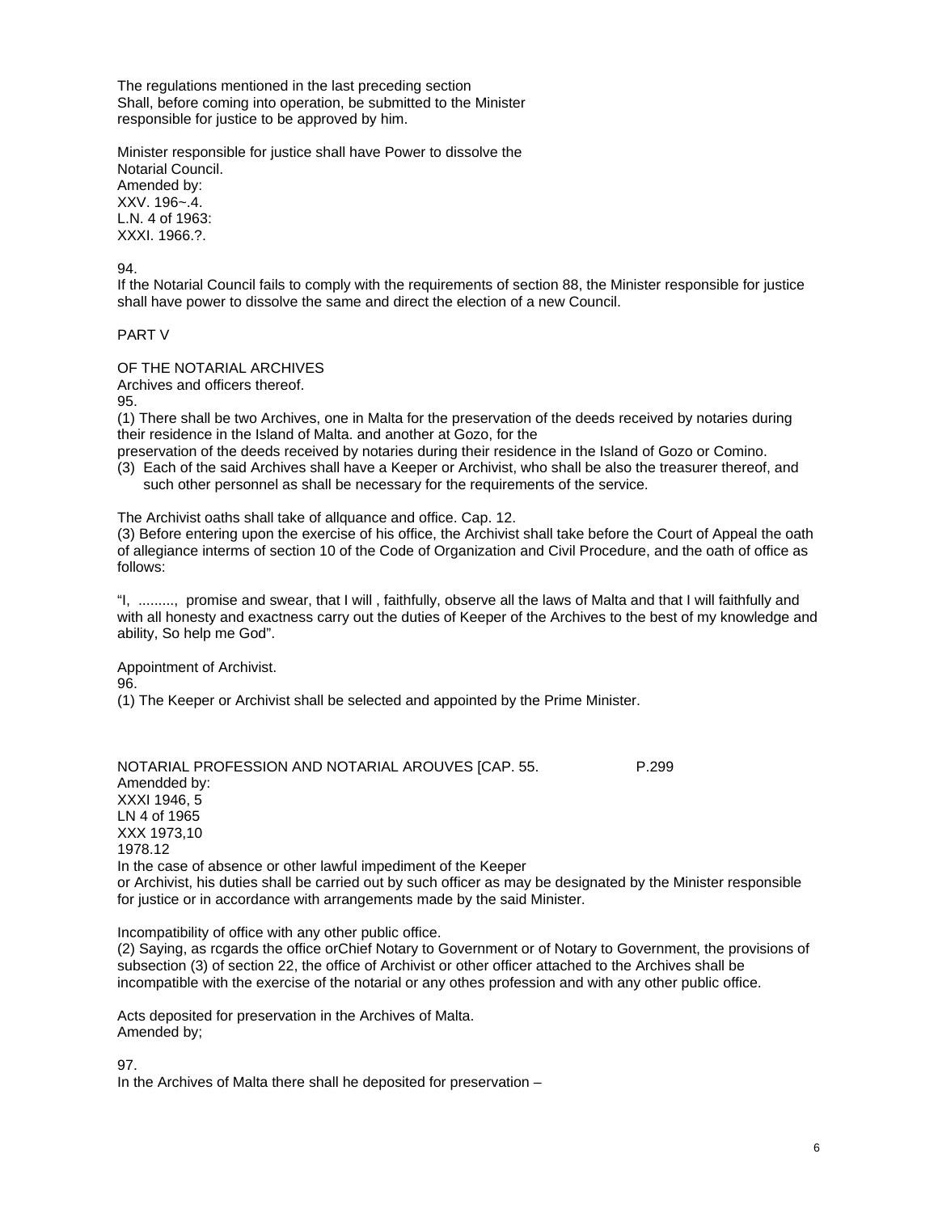The regulations mentioned in the last preceding section
Shall, before coming into operation, be submitted to the Minister
responsible for justice to be approved by him.

Minister responsible for justice shall have Power to dissolve the
Notarial Council.
Amended by:
XXV. 196~.4.
L.N. 4 of 1963:
XXXI. 1966.?.

94.
If the Notarial Council fails to comply with the requirements of section 88, the Minister responsible for justice shall have power to dissolve the same and direct the election of a new Council.

## PART V

## OF THE NOTARIAL ARCHIVES

Archives and officers thereof.
95.
(1) There shall be two Archives, one in Malta for the preservation of the deeds received by notaries during their residence in the Island of Malta. and another at Gozo, for the
preservation of the deeds received by notaries during their residence in the Island of Gozo or Comino.
(3) Each of the said Archives shall have a Keeper or Archivist, who shall be also the treasurer thereof, and such other personnel as shall be necessary for the requirements of the service.

The Archivist oaths shall take of allquance and office. Cap. 12.
(3) Before entering upon the exercise of his office, the Archivist shall take before the Court of Appeal the oath of allegiance interms of section 10 of the Code of Organization and Civil Procedure, and the oath of office as follows:

"I, ........., promise and swear, that I will , faithfully, observe all the laws of Malta and that I will faithfully and with all honesty and exactness carry out the duties of Keeper of the Archives to the best of my knowledge and ability, So help me God".

Appointment of Archivist.
96.
(1) The Keeper or Archivist shall be selected and appointed by the Prime Minister.

Amendded by:
XXXI 1946, 5
LN 4 of 1965
XXX 1973,10
1978.12
In the case of absence or other lawful impediment of the Keeper
or Archivist, his duties shall be carried out by such officer as may be designated by the Minister responsible for justice or in accordance with arrangements made by the said Minister.

Incompatibility of office with any other public office.
(2) Saying, as rcgards the office orChief Notary to Government or of Notary to Government, the provisions of subsection (3) of section 22, the office of Archivist or other officer attached to the Archives shall be incompatible with the exercise of the notarial or any othes profession and with any other public office.

Acts deposited for preservation in the Archives of Malta.
Amended by;

97.
In the Archives of Malta there shall he deposited for preservation –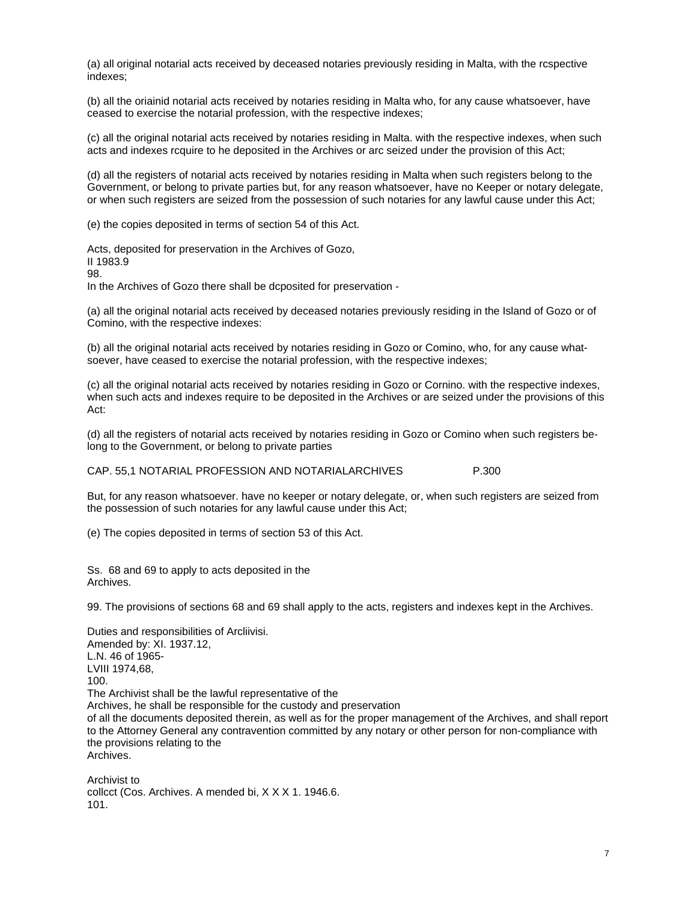(a) all original notarial acts received by deceased notaries previously residing in Malta, with the rcspective indexes;

(b) all the oriainid notarial acts received by notaries residing in Malta who, for any cause whatsoever, have ceased to exercise the notarial profession, with the respective indexes;

(c) all the original notarial acts received by notaries residing in Malta. with the respective indexes, when such acts and indexes rcquire to he deposited in the Archives or arc seized under the provision of this Act;

(d) all the registers of notarial acts received by notaries residing in Malta when such registers belong to the Government, or belong to private parties but, for any reason whatsoever, have no Keeper or notary delegate, or when such registers are seized from the possession of such notaries for any lawful cause under this Act;

(e) the copies deposited in terms of section 54 of this Act.

Acts, deposited for preservation in the Archives of Gozo,
II 1983.9
98.
In the Archives of Gozo there shall be dcposited for preservation -

(a) all the original notarial acts received by deceased notaries previously residing in the Island of Gozo or of Comino, with the respective indexes:

(b) all the original notarial acts received by notaries residing in Gozo or Comino, who, for any cause whatsoever, have ceased to exercise the notarial profession, with the respective indexes;

(c) all the original notarial acts received by notaries residing in Gozo or Cornino. with the respective indexes, when such acts and indexes require to be deposited in the Archives or are seized under the provisions of this Act:

(d) all the registers of notarial acts received by notaries residing in Gozo or Comino when such registers belong to the Government, or belong to private parties

But, for any reason whatsoever. have no keeper or notary delegate, or, when such registers are seized from the possession of such notaries for any lawful cause under this Act;

(e) The copies deposited in terms of section 53 of this Act.

Ss. 68 and 69 to apply to acts deposited in the Archives.

99. The provisions of sections 68 and 69 shall apply to the acts, registers and indexes kept in the Archives.

Duties and responsibilities of Arcliivisi.
Amended by: XI. 1937.12,
L.N. 46 of 1965-
LVIII 1974,68,
100.
The Archivist shall be the lawful representative of the Archives, he shall be responsible for the custody and preservation of all the documents deposited therein, as well as for the proper management of the Archives, and shall report to the Attorney General any contravention committed by any notary or other person for non-compliance with the provisions relating to the Archives.

Archivist to
collcct (Cos. Archives. A mended bi, X X X 1. 1946.6.
101.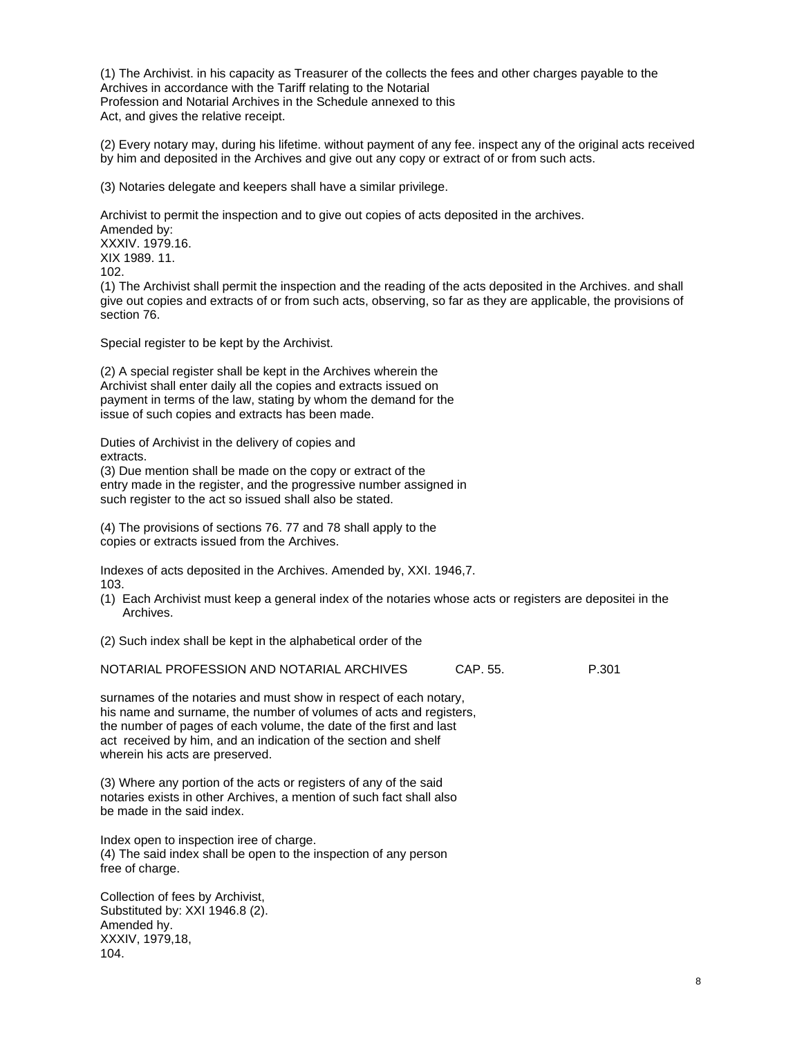(1) The Archivist. in his capacity as Treasurer of the collects the fees and other charges payable to the Archives in accordance with the Tariff relating to the Notarial Profession and Notarial Archives in the Schedule annexed to this Act, and gives the relative receipt.

(2) Every notary may, during his lifetime. without payment of any fee. inspect any of the original acts received by him and deposited in the Archives and give out any copy or extract of or from such acts.

(3) Notaries delegate and keepers shall have a similar privilege.

Archivist to permit the inspection and to give out copies of acts deposited in the archives.
Amended by:
XXXIV. 1979.16.
XIX 1989. 11.
102.
(1) The Archivist shall permit the inspection and the reading of the acts deposited in the Archives. and shall give out copies and extracts of or from such acts, observing, so far as they are applicable, the provisions of section 76.

Special register to be kept by the Archivist.

(2) A special register shall be kept in the Archives wherein the Archivist shall enter daily all the copies and extracts issued on payment in terms of the law, stating by whom the demand for the issue of such copies and extracts has been made.

Duties of Archivist in the delivery of copies and extracts.
(3) Due mention shall be made on the copy or extract of the entry made in the register, and the progressive number assigned in such register to the act so issued shall also be stated.

(4) The provisions of sections 76. 77 and 78 shall apply to the copies or extracts issued from the Archives.

Indexes of acts deposited in the Archives. Amended by, XXI. 1946,7.
103.

(1) Each Archivist must keep a general index of the notaries whose acts or registers are depositei in the Archives.

(2) Such index shall be kept in the alphabetical order of the surnames of the notaries and must show in respect of each notary, his name and surname, the number of volumes of acts and registers, the number of pages of each volume, the date of the first and last act received by him, and an indication of the section and shelf wherein his acts are preserved.

(3) Where any portion of the acts or registers of any of the said notaries exists in other Archives, a mention of such fact shall also be made in the said index.

Index open to inspection iree of charge.
(4) The said index shall be open to the inspection of any person free of charge.

Collection of fees by Archivist,
Substituted by: XXI 1946.8 (2).
Amended hy.
XXXIV, 1979,18,
104.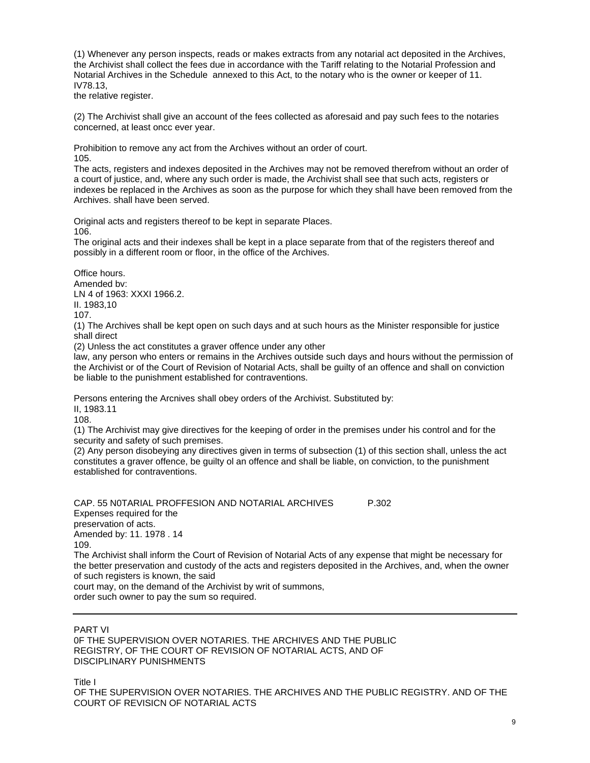(1) Whenever any person inspects, reads or makes extracts from any notarial act deposited in the Archives, the Archivist shall collect the fees due in accordance with the Tariff relating to the Notarial Profession and Notarial Archives in the Schedule annexed to this Act, to the notary who is the owner or keeper of 11. IV78.13,
the relative register.

(2) The Archivist shall give an account of the fees collected as aforesaid and pay such fees to the notaries concerned, at least oncc ever year.

Prohibition to remove any act from the Archives without an order of court.
105.
The acts, registers and indexes deposited in the Archives may not be removed therefrom without an order of a court of justice, and, where any such order is made, the Archivist shall see that such acts, registers or indexes be replaced in the Archives as soon as the purpose for which they shall have been removed from the Archives. shall have been served.

Original acts and registers thereof to be kept in separate Places.
106.
The original acts and their indexes shall be kept in a place separate from that of the registers thereof and possibly in a different room or floor, in the office of the Archives.

Office hours.
Amended bv:
LN 4 of 1963: XXXI 1966.2.
II. 1983,10
107.
(1) The Archives shall be kept open on such days and at such hours as the Minister responsible for justice shall direct
(2) Unless the act constitutes a graver offence under any other
law, any person who enters or remains in the Archives outside such days and hours without the permission of the Archivist or of the Court of Revision of Notarial Acts, shall be guilty of an offence and shall on conviction be liable to the punishment established for contraventions.

Persons entering the Arcnives shall obey orders of the Archivist. Substituted by:
II, 1983.11
108.
(1) The Archivist may give directives for the keeping of order in the premises under his control and for the security and safety of such premises.
(2) Any person disobeying any directives given in terms of subsection (1) of this section shall, unless the act constitutes a graver offence, be guilty ol an offence and shall be liable, on conviction, to the punishment established for contraventions.

CAP. 55 N0TARIAL PROFFESION AND NOTARIAL ARCHIVES P.302
Expenses required for the
preservation of acts.
Amended by: 11. 1978 . 14
109.
The Archivist shall inform the Court of Revision of Notarial Acts of any expense that might be necessary for the better preservation and custody of the acts and registers deposited in the Archives, and, when the owner of such registers is known, the said
court may, on the demand of the Archivist by writ of summons,
order such owner to pay the sum so required.

---

## PART VI
## 0F THE SUPERVISION OVER NOTARIES. THE ARCHIVES AND THE PUBLIC REGISTRY, OF THE COURT OF REVISION OF NOTARIAL ACTS, AND OF DISCIPLINARY PUNISHMENTS

### Title I
### OF THE SUPERVISION OVER NOTARIES. THE ARCHIVES AND THE PUBLIC REGISTRY. AND OF THE COURT OF REVISICN OF NOTARIAL ACTS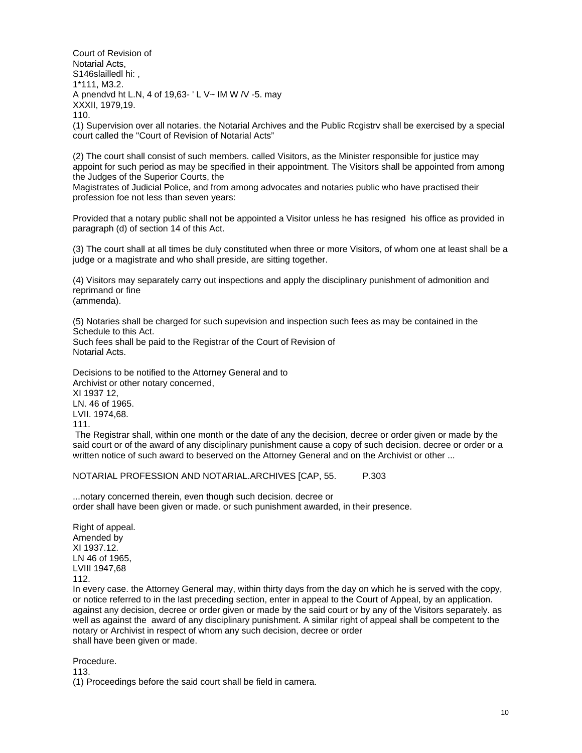Court of Revision of
Notarial Acts,
S146slailledl hi: ,
1*111, M3.2.
A pnendvd ht L.N, 4 of 19,63- ' L V~ IM W /V -5. may
XXXII, 1979,19.
110.
(1) Supervision over all notaries. the Notarial Archives and the Public Rcgistrv shall be exercised by a special court called the "Court of Revision of Notarial Acts"

(2) The court shall consist of such members. called Visitors, as the Minister responsible for justice may appoint for such period as may be specified in their appointment. The Visitors shall be appointed from among the Judges of the Superior Courts, the
Magistrates of Judicial Police, and from among advocates and notaries public who have practised their profession foe not less than seven years:

Provided that a notary public shall not be appointed a Visitor unless he has resigned his office as provided in paragraph (d) of section 14 of this Act.

(3) The court shall at all times be duly constituted when three or more Visitors, of whom one at least shall be a judge or a magistrate and who shall preside, are sitting together.

(4) Visitors may separately carry out inspections and apply the disciplinary punishment of admonition and reprimand or fine
(ammenda).

(5) Notaries shall be charged for such supevision and inspection such fees as may be contained in the Schedule to this Act.
Such fees shall be paid to the Registrar of the Court of Revision of
Notarial Acts.

Decisions to be notified to the Attorney General and to
Archivist or other notary concerned,
XI 1937 12,
LN. 46 of 1965.
LVII. 1974,68.
111.
The Registrar shall, within one month or the date of any the decision, decree or order given or made by the said court or of the award of any disciplinary punishment cause a copy of such decision. decree or order or a written notice of such award to beserved on the Attorney General and on the Archivist or other ...

NOTARIAL PROFESSION AND NOTARIAL.ARCHIVES [CAP, 55. P.303

...notary concerned therein, even though such decision. decree or
order shall have been given or made. or such punishment awarded, in their presence.

Right of appeal.
Amended by
XI 1937.12.
LN 46 of 1965,
LVIII 1947,68
112.
In every case. the Attorney General may, within thirty days from the day on which he is served with the copy, or notice referred to in the last preceding section, enter in appeal to the Court of Appeal, by an application. against any decision, decree or order given or made by the said court or by any of the Visitors separately. as well as against the award of any disciplinary punishment. A similar right of appeal shall be competent to the notary or Archivist in respect of whom any such decision, decree or order
shall have been given or made.

Procedure.
113.
(1) Proceedings before the said court shall be field in camera.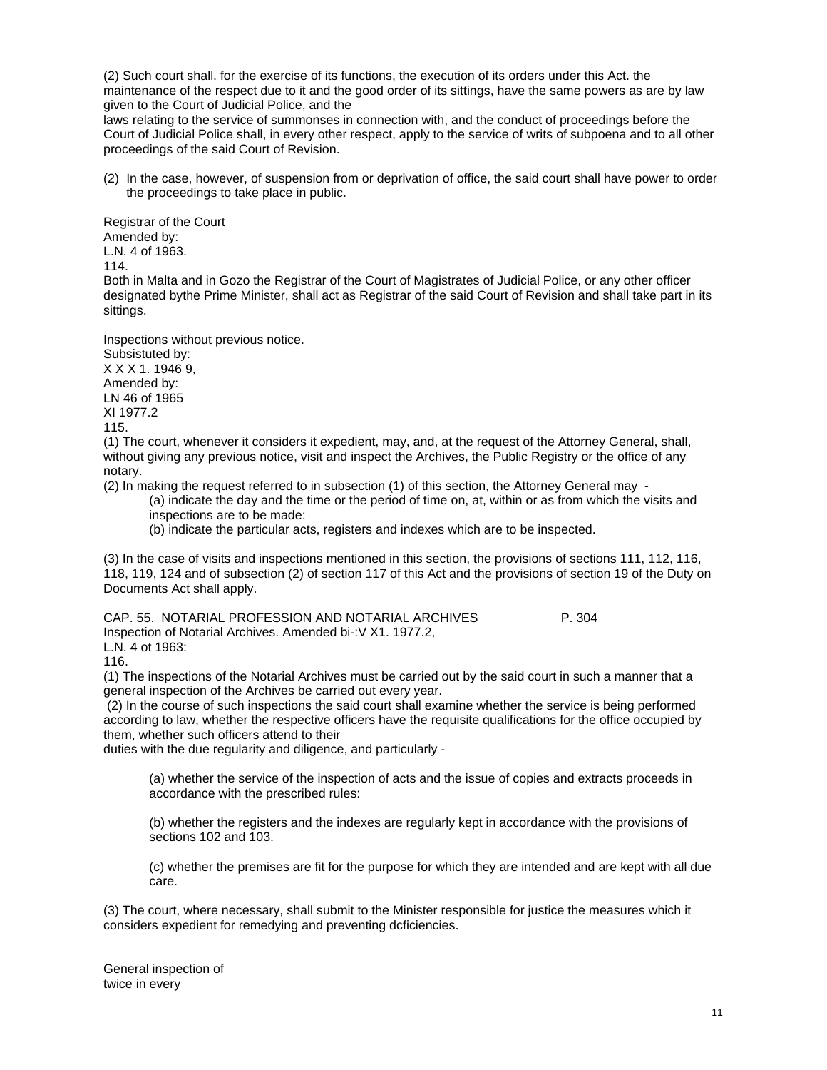(2) Such court shall. for the exercise of its functions, the execution of its orders under this Act. the maintenance of the respect due to it and the good order of its sittings, have the same powers as are by law given to the Court of Judicial Police, and the
laws relating to the service of summonses in connection with, and the conduct of proceedings before the Court of Judicial Police shall, in every other respect, apply to the service of writs of subpoena and to all other proceedings of the said Court of Revision.

(2) In the case, however, of suspension from or deprivation of office, the said court shall have power to order the proceedings to take place in public.

Registrar of the Court
Amended by:
L.N. 4 of 1963.
114.
Both in Malta and in Gozo the Registrar of the Court of Magistrates of Judicial Police, or any other officer designated bythe Prime Minister, shall act as Registrar of the said Court of Revision and shall take part in its sittings.

Inspections without previous notice.
Subsistuted by:
X X X 1. 1946 9,
Amended by:
LN 46 of 1965
XI 1977.2
115.
(1) The court, whenever it considers it expedient, may, and, at the request of the Attorney General, shall, without giving any previous notice, visit and inspect the Archives, the Public Registry or the office of any notary.
(2) In making the request referred to in subsection (1) of this section, the Attorney General may -

(a) indicate the day and the time or the period of time on, at, within or as from which the visits and inspections are to be made:

(b) indicate the particular acts, registers and indexes which are to be inspected.

(3) In the case of visits and inspections mentioned in this section, the provisions of sections 111, 112, 116, 118, 119, 124 and of subsection (2) of section 117 of this Act and the provisions of section 19 of the Duty on Documents Act shall apply.

CAP. 55. NOTARIAL PROFESSION AND NOTARIAL ARCHIVES P. 304
Inspection of Notarial Archives. Amended bi-:V X1. 1977.2,
L.N. 4 ot 1963:
116.
(1) The inspections of the Notarial Archives must be carried out by the said court in such a manner that a general inspection of the Archives be carried out every year.
(2) In the course of such inspections the said court shall examine whether the service is being performed according to law, whether the respective officers have the requisite qualifications for the office occupied by them, whether such officers attend to their
duties with the due regularity and diligence, and particularly -

(a) whether the service of the inspection of acts and the issue of copies and extracts proceeds in accordance with the prescribed rules:

(b) whether the registers and the indexes are regularly kept in accordance with the provisions of sections 102 and 103.

(c) whether the premises are fit for the purpose for which they are intended and are kept with all due care.

(3) The court, where necessary, shall submit to the Minister responsible for justice the measures which it considers expedient for remedying and preventing dcficiencies.

General inspection of
twice in every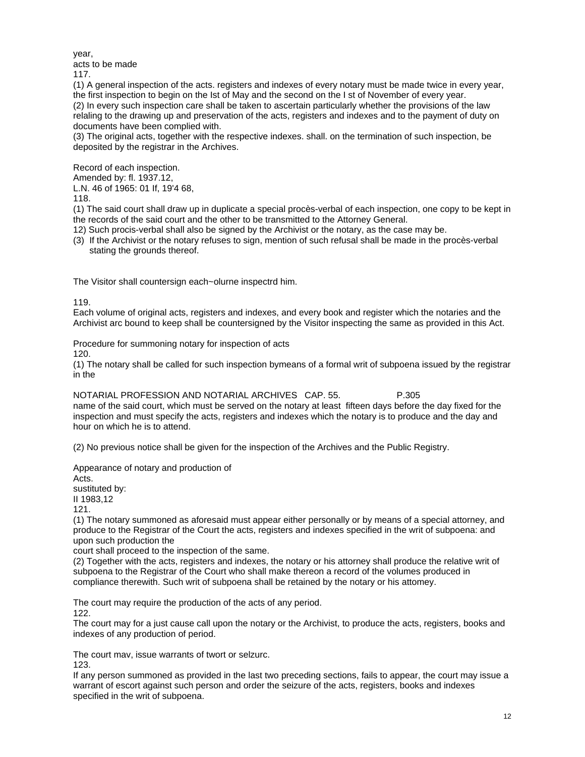year,
acts to be made
117.

(1) A general inspection of the acts. registers and indexes of every notary must be made twice in every year, the first inspection to begin on the Ist of May and the second on the I st of November of every year.
(2) In every such inspection care shall be taken to ascertain particularly whether the provisions of the law relaing to the drawing up and preservation of the acts, registers and indexes and to the payment of duty on documents have been complied with.
(3) The original acts, together with the respective indexes. shall. on the termination of such inspection, be deposited by the registrar in the Archives.

Record of each inspection.
Amended by: fl. 1937.12,
L.N. 46 of 1965: 01 If, 19'4 68,
118.

(1) The said court shall draw up in duplicate a special procès-verbal of each inspection, one copy to be kept in the records of the said court and the other to be transmitted to the Attorney General.
12) Such procis-verbal shall also be signed by the Archivist or the notary, as the case may be.
(3) If the Archivist or the notary refuses to sign, mention of such refusal shall be made in the procès-verbal stating the grounds thereof.

The Visitor shall countersign each~olurne inspectrd him.

119.
Each volume of original acts, registers and indexes, and every book and register which the notaries and the Archivist arc bound to keep shall be countersigned by the Visitor inspecting the same as provided in this Act.

Procedure for summoning notary for inspection of acts
120.
(1) The notary shall be called for such inspection bymeans of a formal writ of subpoena issued by the registrar in the

name of the said court, which must be served on the notary at least fifteen days before the day fixed for the inspection and must specify the acts, registers and indexes which the notary is to produce and the day and hour on which he is to attend.

(2) No previous notice shall be given for the inspection of the Archives and the Public Registry.

Appearance of notary and production of
Acts.
sustituted by:
II 1983,12
121.

(1) The notary summoned as aforesaid must appear either personally or by means of a special attorney, and produce to the Registrar of the Court the acts, registers and indexes specified in the writ of subpoena: and upon such production the
court shall proceed to the inspection of the same.
(2) Together with the acts, registers and indexes, the notary or his attorney shall produce the relative writ of subpoena to the Registrar of the Court who shall make thereon a record of the volumes produced in compliance therewith. Such writ of subpoena shall be retained by the notary or his attomey.

The court may require the production of the acts of any period.
122.
The court may for a just cause call upon the notary or the Archivist, to produce the acts, registers, books and indexes of any production of period.

The court mav, issue warrants of twort or selzurc.
123.
If any person summoned as provided in the last two preceding sections, fails to appear, the court may issue a warrant of escort against such person and order the seizure of the acts, registers, books and indexes specified in the writ of subpoena.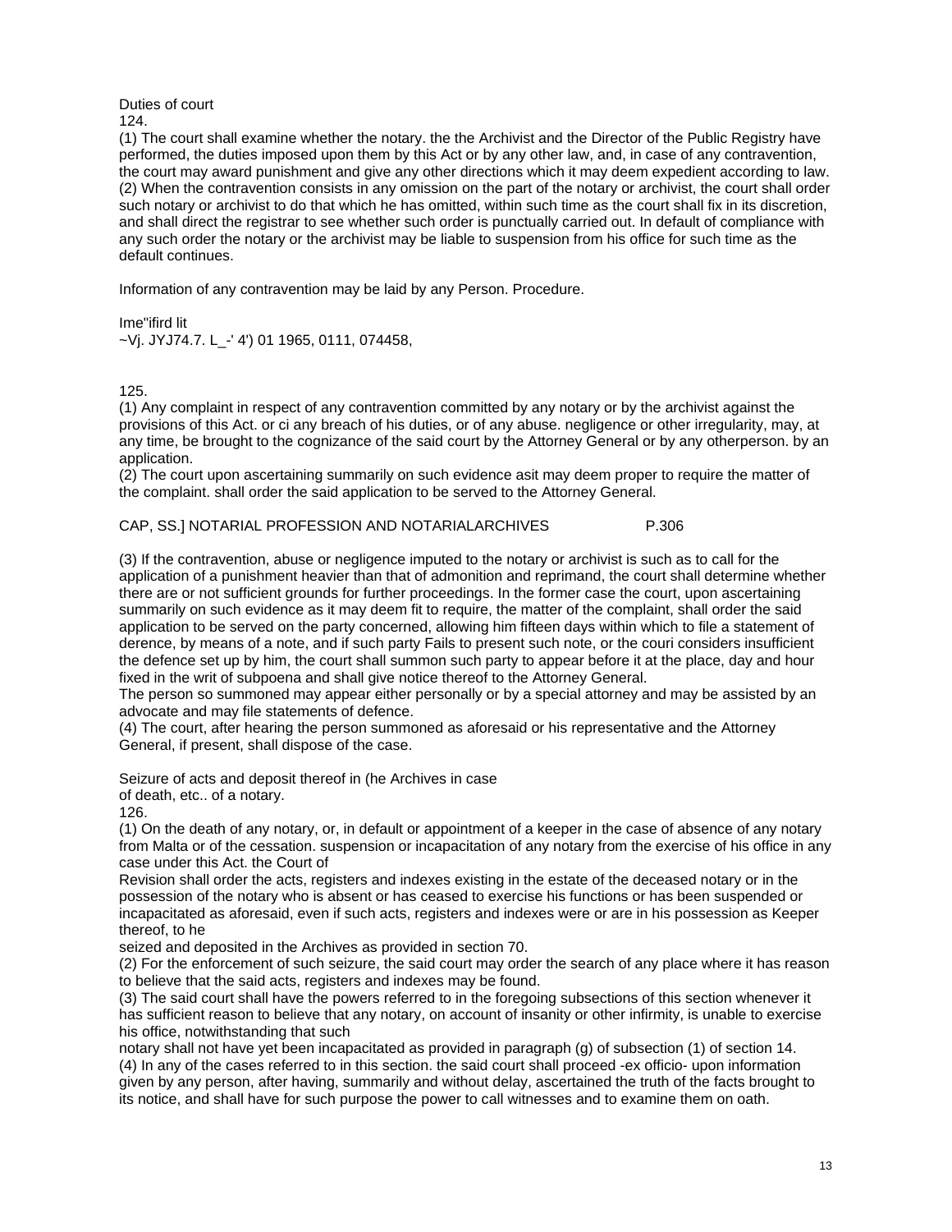Duties of court
124.
(1) The court shall examine whether the notary. the the Archivist and the Director of the Public Registry have performed, the duties imposed upon them by this Act or by any other law, and, in case of any contravention, the court may award punishment and give any other directions which it may deem expedient according to law.
(2) When the contravention consists in any omission on the part of the notary or archivist, the court shall order such notary or archivist to do that which he has omitted, within such time as the court shall fix in its discretion, and shall direct the registrar to see whether such order is punctually carried out. In default of compliance with any such order the notary or the archivist may be liable to suspension from his office for such time as the default continues.

Information of any contravention may be laid by any Person. Procedure.

Ime"ifird lit
~Vj. JYJ74.7. L_-' 4') 01 1965, 0111, 074458,

125.
(1) Any complaint in respect of any contravention committed by any notary or by the archivist against the provisions of this Act. or ci any breach of his duties, or of any abuse. negligence or other irregularity, may, at any time, be brought to the cognizance of the said court by the Attorney General or by any otherperson. by an application.
(2) The court upon ascertaining summarily on such evidence asit may deem proper to require the matter of the complaint. shall order the said application to be served to the Attorney General.

CAP, SS.] NOTARIAL PROFESSION AND NOTARIALARCHIVES P.306

(3) If the contravention, abuse or negligence imputed to the notary or archivist is such as to call for the application of a punishment heavier than that of admonition and reprimand, the court shall determine whether there are or not sufficient grounds for further proceedings. In the former case the court, upon ascertaining summarily on such evidence as it may deem fit to require, the matter of the complaint, shall order the said application to be served on the party concerned, allowing him fifteen days within which to file a statement of derence, by means of a note, and if such party Fails to present such note, or the couri considers insufficient the defence set up by him, the court shall summon such party to appear before it at the place, day and hour fixed in the writ of subpoena and shall give notice thereof to the Attorney General.
The person so summoned may appear either personally or by a special attorney and may be assisted by an advocate and may file statements of defence.
(4) The court, after hearing the person summoned as aforesaid or his representative and the Attorney General, if present, shall dispose of the case.

Seizure of acts and deposit thereof in (he Archives in case
of death, etc.. of a notary.
126.
(1) On the death of any notary, or, in default or appointment of a keeper in the case of absence of any notary from Malta or of the cessation. suspension or incapacitation of any notary from the exercise of his office in any case under this Act. the Court of
Revision shall order the acts, registers and indexes existing in the estate of the deceased notary or in the possession of the notary who is absent or has ceased to exercise his functions or has been suspended or incapacitated as aforesaid, even if such acts, registers and indexes were or are in his possession as Keeper thereof, to he
seized and deposited in the Archives as provided in section 70.
(2) For the enforcement of such seizure, the said court may order the search of any place where it has reason to believe that the said acts, registers and indexes may be found.
(3) The said court shall have the powers referred to in the foregoing subsections of this section whenever it has sufficient reason to believe that any notary, on account of insanity or other infirmity, is unable to exercise his office, notwithstanding that such
notary shall not have yet been incapacitated as provided in paragraph (g) of subsection (1) of section 14.
(4) In any of the cases referred to in this section. the said court shall proceed -ex officio- upon information given by any person, after having, summarily and without delay, ascertained the truth of the facts brought to its notice, and shall have for such purpose the power to call witnesses and to examine them on oath.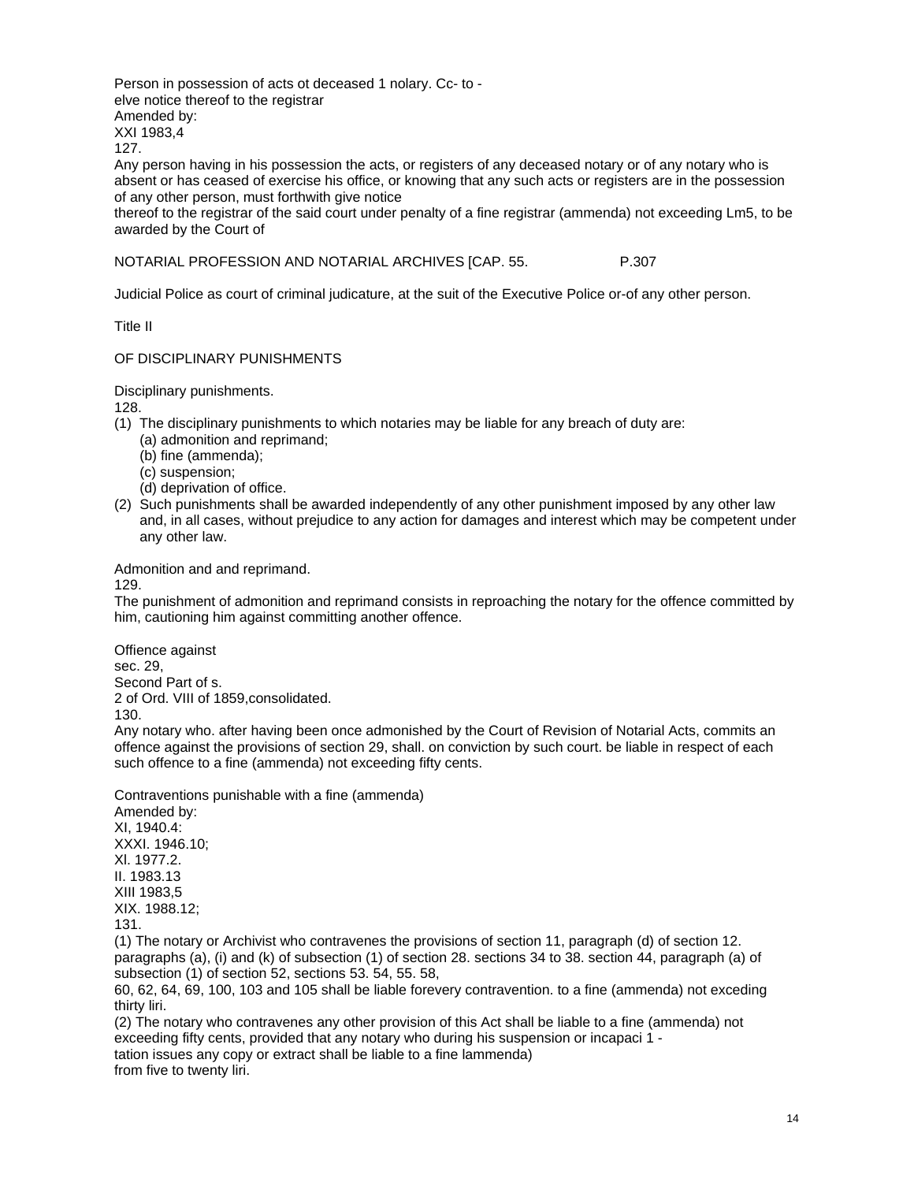Person in possession of acts ot deceased 1 nolary. Cc- to -
elve notice thereof to the registrar
Amended by:
XXI 1983,4
127.
Any person having in his possession the acts, or registers of any deceased notary or of any notary who is absent or has ceased of exercise his office, or knowing that any such acts or registers are in the possession of any other person, must forthwith give notice
thereof to the registrar of the said court under penalty of a fine registrar (ammenda) not exceeding Lm5, to be awarded by the Court of

Judicial Police as court of criminal judicature, at the suit of the Executive Police or-of any other person.

Title II

OF DISCIPLINARY PUNISHMENTS

Disciplinary punishments.
128.
(1) The disciplinary punishments to which notaries may be liable for any breach of duty are:
   (a) admonition and reprimand;
   (b) fine (ammenda);
   (c) suspension;
   (d) deprivation of office.
(2) Such punishments shall be awarded independently of any other punishment imposed by any other law and, in all cases, without prejudice to any action for damages and interest which may be competent under any other law.

Admonition and and reprimand.
129.
The punishment of admonition and reprimand consists in reproaching the notary for the offence committed by him, cautioning him against committing another offence.

Offence against
sec. 29,
Second Part of s.
2 of Ord. VIII of 1859,consolidated.
130.
Any notary who. after having been once admonished by the Court of Revision of Notarial Acts, commits an offence against the provisions of section 29, shall. on conviction by such court. be liable in respect of each such offence to a fine (ammenda) not exceeding fifty cents.

Contraventions punishable with a fine (ammenda)
Amended by:
XI, 1940.4:
XXXI. 1946.10;
Xl. 1977.2.
II. 1983.13
XIII 1983,5
XIX. 1988.12;
131.
(1) The notary or Archivist who contravenes the provisions of section 11, paragraph (d) of section 12. paragraphs (a), (i) and (k) of subsection (1) of section 28. sections 34 to 38. section 44, paragraph (a) of subsection (1) of section 52, sections 53. 54, 55. 58,
60, 62, 64, 69, 100, 103 and 105 shall be liable forevery contravention. to a fine (ammenda) not exceding thirty liri.
(2) The notary who contravenes any other provision of this Act shall be liable to a fine (ammenda) not exceeding fifty cents, provided that any notary who during his suspension or incapaci 1 -
tation issues any copy or extract shall be liable to a fine lammenda)
from five to twenty liri.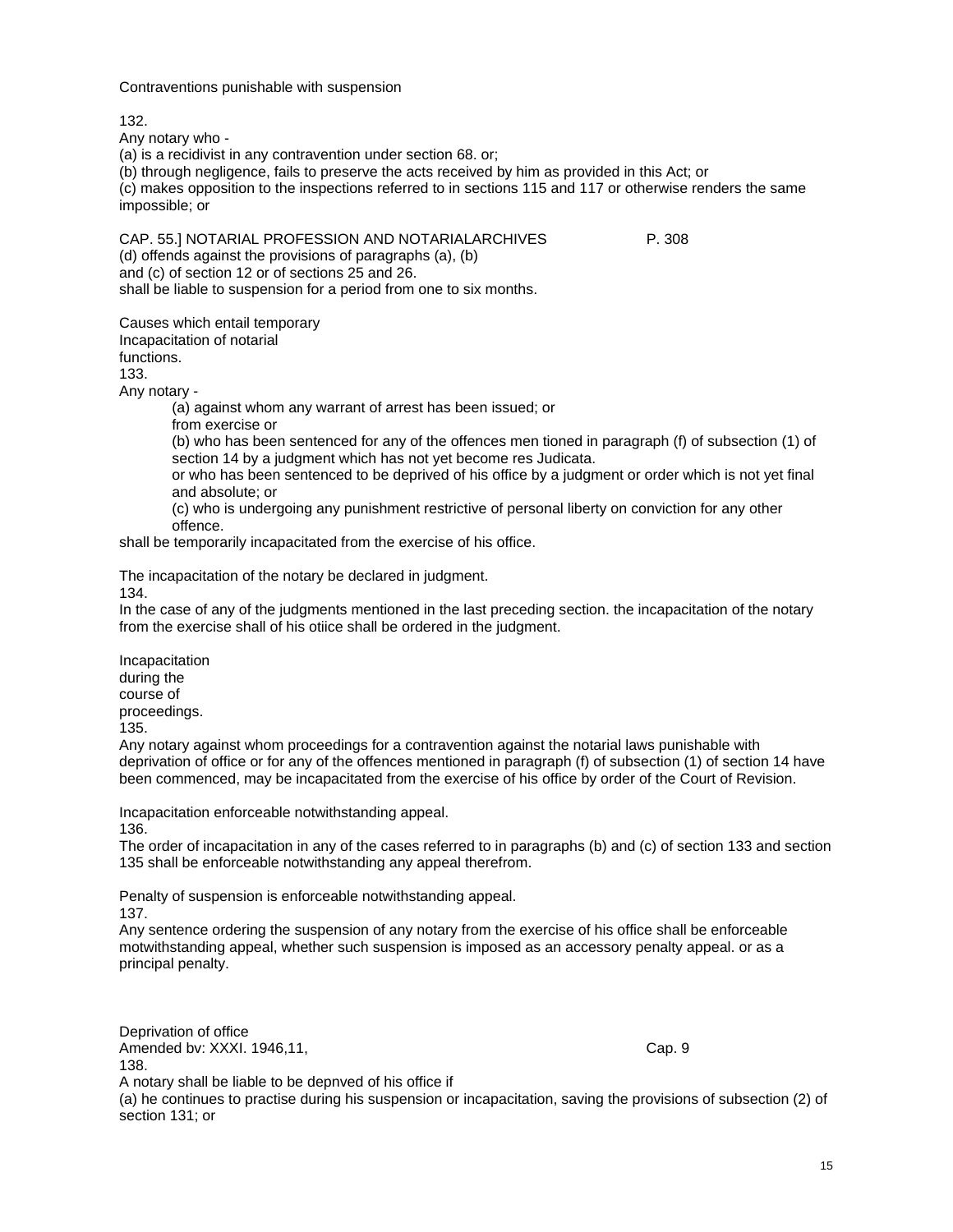Contraventions punishable with suspension

132.
Any notary who -
(a) is a recidivist in any contravention under section 68. or;
(b) through negligence, fails to preserve the acts received by him as provided in this Act; or
(c) makes opposition to the inspections referred to in sections 115 and 117 or otherwise renders the same impossible; or

CAP. 55.] NOTARIAL PROFESSION AND NOTARIALARCHIVES P. 308
(d) offends against the provisions of paragraphs (a), (b)
and (c) of section 12 or of sections 25 and 26.
shall be liable to suspension for a period from one to six months.

Causes which entail temporary
Incapacitation of notarial
functions.
133.
Any notary -
(a) against whom any warrant of arrest has been issued; or
from exercise or
(b) who has been sentenced for any of the offences men tioned in paragraph (f) of subsection (1) of section 14 by a judgment which has not yet become res Judicata.
or who has been sentenced to be deprived of his office by a judgment or order which is not yet final and absolute; or
(c) who is undergoing any punishment restrictive of personal liberty on conviction for any other offence.
shall be temporarily incapacitated from the exercise of his office.

The incapacitation of the notary be declared in judgment.
134.
In the case of any of the judgments mentioned in the last preceding section. the incapacitation of the notary from the exercise shall of his otiice shall be ordered in the judgment.

Incapacitation
during the
course of
proceedings.
135.
Any notary against whom proceedings for a contravention against the notarial laws punishable with deprivation of office or for any of the offences mentioned in paragraph (f) of subsection (1) of section 14 have been commenced, may be incapacitated from the exercise of his office by order of the Court of Revision.

Incapacitation enforceable notwithstanding appeal.
136.
The order of incapacitation in any of the cases referred to in paragraphs (b) and (c) of section 133 and section 135 shall be enforceable notwithstanding any appeal therefrom.

Penalty of suspension is enforceable notwithstanding appeal.
137.
Any sentence ordering the suspension of any notary from the exercise of his office shall be enforceable motwithstanding appeal, whether such suspension is imposed as an accessory penalty appeal. or as a principal penalty.

Deprivation of office
Amended bv: XXXI. 1946,11, Cap. 9
138.
A notary shall be liable to be depnved of his office if
(a) he continues to practise during his suspension or incapacitation, saving the provisions of subsection (2) of section 131; or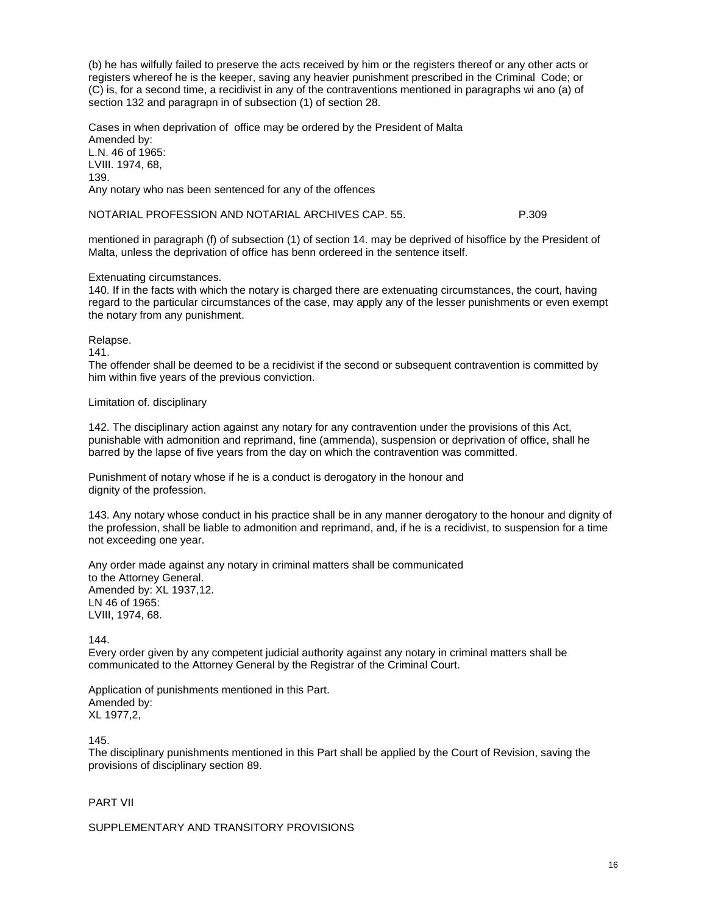(b) he has wilfully failed to preserve the acts received by him or the registers thereof or any other acts or registers whereof he is the keeper, saving any heavier punishment prescribed in the Criminal Code; or
(C) is, for a second time, a recidivist in any of the contraventions mentioned in paragraphs wi ano (a) of section 132 and paragrapn in of subsection (1) of section 28.

Cases in when deprivation of office may be ordered by the President of Malta
Amended by:
L.N. 46 of 1965:
LVIII. 1974, 68,
139.
Any notary who nas been sentenced for any of the offences

NOTARIAL PROFESSION AND NOTARIAL ARCHIVES CAP. 55. P.309

mentioned in paragraph (f) of subsection (1) of section 14. may be deprived of hisoffice by the President of Malta, unless the deprivation of office has benn ordereed in the sentence itself.

Extenuating circumstances.
140. If in the facts with which the notary is charged there are extenuating circumstances, the court, having regard to the particular circumstances of the case, may apply any of the lesser punishments or even exempt the notary from any punishment.

Relapse.
141.
The offender shall be deemed to be a recidivist if the second or subsequent contravention is committed by him within five years of the previous conviction.

Limitation of. disciplinary

142. The disciplinary action against any notary for any contravention under the provisions of this Act, punishable with admonition and reprimand, fine (ammenda), suspension or deprivation of office, shall he barred by the lapse of five years from the day on which the contravention was committed.

Punishment of notary whose if he is a conduct is derogatory in the honour and dignity of the profession.

143. Any notary whose conduct in his practice shall be in any manner derogatory to the honour and dignity of the profession, shall be liable to admonition and reprimand, and, if he is a recidivist, to suspension for a time not exceeding one year.

Any order made against any notary in criminal matters shall be communicated to the Attorney General.
Amended by: XL 1937,12.
LN 46 of 1965:
LVIII, 1974, 68.

144.
Every order given by any competent judicial authority against any notary in criminal matters shall be communicated to the Attorney General by the Registrar of the Criminal Court.

Application of punishments mentioned in this Part.
Amended by:
XL 1977,2,

145.
The disciplinary punishments mentioned in this Part shall be applied by the Court of Revision, saving the provisions of disciplinary section 89.

## PART VII

## SUPPLEMENTARY AND TRANSITORY PROVISIONS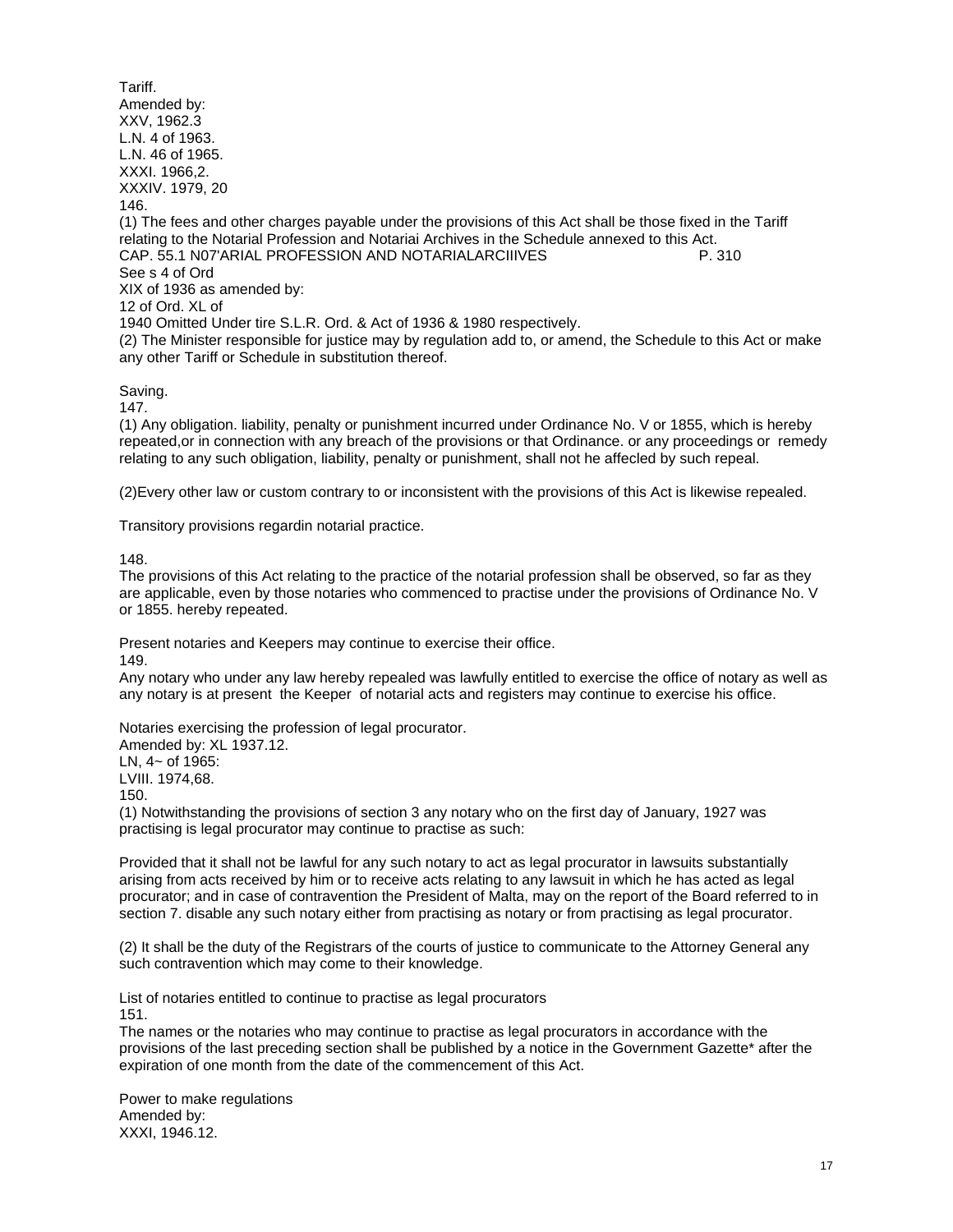Tariff.
Amended by:
XXV, 1962.3
L.N. 4 of 1963.
L.N. 46 of 1965.
XXXI. 1966,2.
XXXIV. 1979, 20
146.
(1) The fees and other charges payable under the provisions of this Act shall be those fixed in the Tariff relating to the Notarial Profession and Notariai Archives in the Schedule annexed to this Act.
CAP. 55.1 N07'ARIAL PROFESSION AND NOTARIALARCIIIVES P. 310
See s 4 of Ord
XIX of 1936 as amended by:
12 of Ord. XL of
1940 Omitted Under tire S.L.R. Ord. & Act of 1936 & 1980 respectively.
(2) The Minister responsible for justice may by regulation add to, or amend, the Schedule to this Act or make any other Tariff or Schedule in substitution thereof.

Saving.
147.
(1) Any obligation. liability, penalty or punishment incurred under Ordinance No. V or 1855, which is hereby repeated,or in connection with any breach of the provisions or that Ordinance. or any proceedings or remedy relating to any such obligation, liability, penalty or punishment, shall not he affecled by such repeal.

(2)Every other law or custom contrary to or inconsistent with the provisions of this Act is likewise repealed.

Transitory provisions regardin notarial practice.

148.
The provisions of this Act relating to the practice of the notarial profession shall be observed, so far as they are applicable, even by those notaries who commenced to practise under the provisions of Ordinance No. V or 1855. hereby repeated.

Present notaries and Keepers may continue to exercise their office.
149.
Any notary who under any law hereby repealed was lawfully entitled to exercise the office of notary as well as any notary is at present the Keeper of notarial acts and registers may continue to exercise his office.

Notaries exercising the profession of legal procurator.
Amended by: XL 1937.12.
LN, 4~ of 1965:
LVIII. 1974,68.
150.
(1) Notwithstanding the provisions of section 3 any notary who on the first day of January, 1927 was practising is legal procurator may continue to practise as such:

Provided that it shall not be lawful for any such notary to act as legal procurator in lawsuits substantially arising from acts received by him or to receive acts relating to any lawsuit in which he has acted as legal procurator; and in case of contravention the President of Malta, may on the report of the Board referred to in section 7. disable any such notary either from practising as notary or from practising as legal procurator.

(2) It shall be the duty of the Registrars of the courts of justice to communicate to the Attorney General any such contravention which may come to their knowledge.

List of notaries entitled to continue to practise as legal procurators
151.
The names or the notaries who may continue to practise as legal procurators in accordance with the provisions of the last preceding section shall be published by a notice in the Government Gazette* after the expiration of one month from the date of the commencement of this Act.

Power to make regulations
Amended by:
XXXI, 1946.12.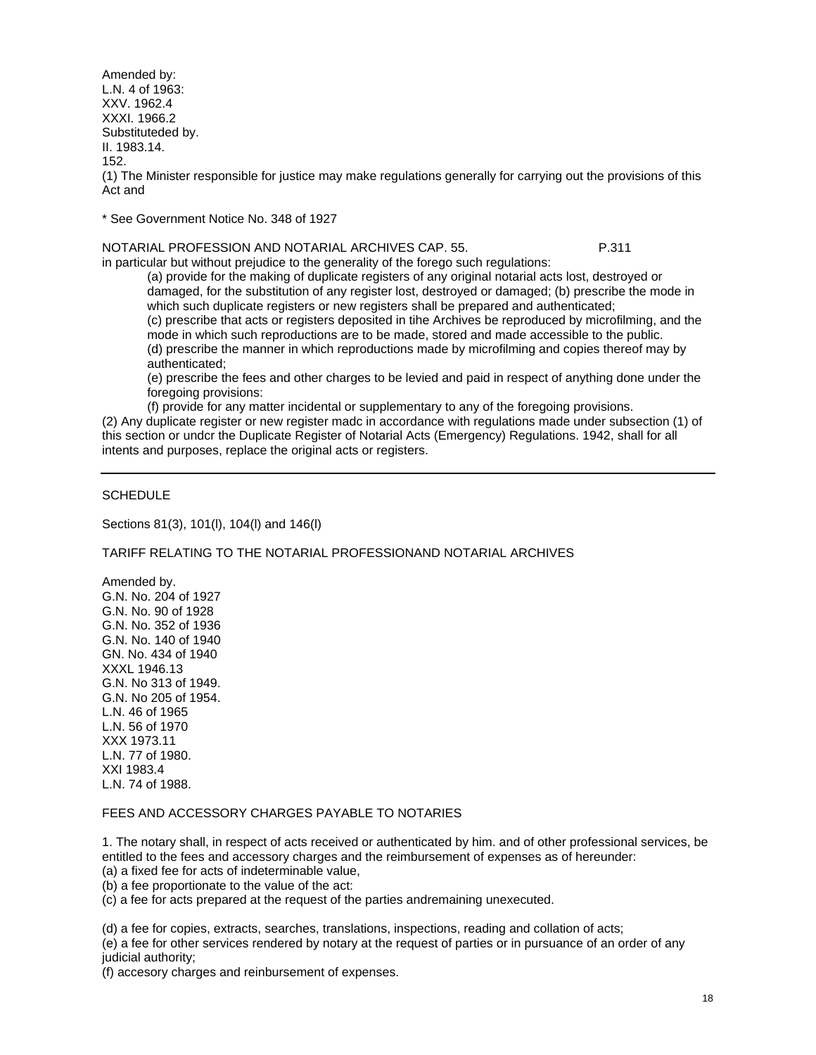Amended by:
L.N. 4 of 1963:
XXV. 1962.4
XXXI. 1966.2
Substituteded by.
II. 1983.14.
152.
(1) The Minister responsible for justice may make regulations generally for carrying out the provisions of this Act and

\* See Government Notice No. 348 of 1927

in particular but without prejudice to the generality of the forego such regulations:

(a) provide for the making of duplicate registers of any original notarial acts lost, destroyed or damaged, for the substitution of any register lost, destroyed or damaged; (b) prescribe the mode in which such duplicate registers or new registers shall be prepared and authenticated;

(c) prescribe that acts or registers deposited in tihe Archives be reproduced by microfilming, and the mode in which such reproductions are to be made, stored and made accessible to the public.

(d) prescribe the manner in which reproductions made by microfilming and copies thereof may by authenticated;

(e) prescribe the fees and other charges to be levied and paid in respect of anything done under the foregoing provisions:

(f) provide for any matter incidental or supplementary to any of the foregoing provisions.

(2) Any duplicate register or new register madc in accordance with regulations made under subsection (1) of this section or undcr the Duplicate Register of Notarial Acts (Emergency) Regulations. 1942, shall for all intents and purposes, replace the original acts or registers.

---

## SCHEDULE

Sections 81(3), 101(l), 104(l) and 146(l)

### TARIFF RELATING TO THE NOTARIAL PROFESSIONAND NOTARIAL ARCHIVES

Amended by.
G.N. No. 204 of 1927
G.N. No. 90 of 1928
G.N. No. 352 of 1936
G.N. No. 140 of 1940
GN. No. 434 of 1940
XXXL 1946.13
G.N. No 313 of 1949.
G.N. No 205 of 1954.
L.N. 46 of 1965
L.N. 56 of 1970
XXX 1973.11
L.N. 77 of 1980.
XXI 1983.4
L.N. 74 of 1988.

### FEES AND ACCESSORY CHARGES PAYABLE TO NOTARIES

1. The notary shall, in respect of acts received or authenticated by him. and of other professional services, be entitled to the fees and accessory charges and the reimbursement of expenses as of hereunder:

(a) a fixed fee for acts of indeterminable value,
(b) a fee proportionate to the value of the act:
(c) a fee for acts prepared at the request of the parties andremaining unexecuted.

(d) a fee for copies, extracts, searches, translations, inspections, reading and collation of acts;
(e) a fee for other services rendered by notary at the request of parties or in pursuance of an order of any judicial authority;
(f) accesory charges and reimbursement of expenses.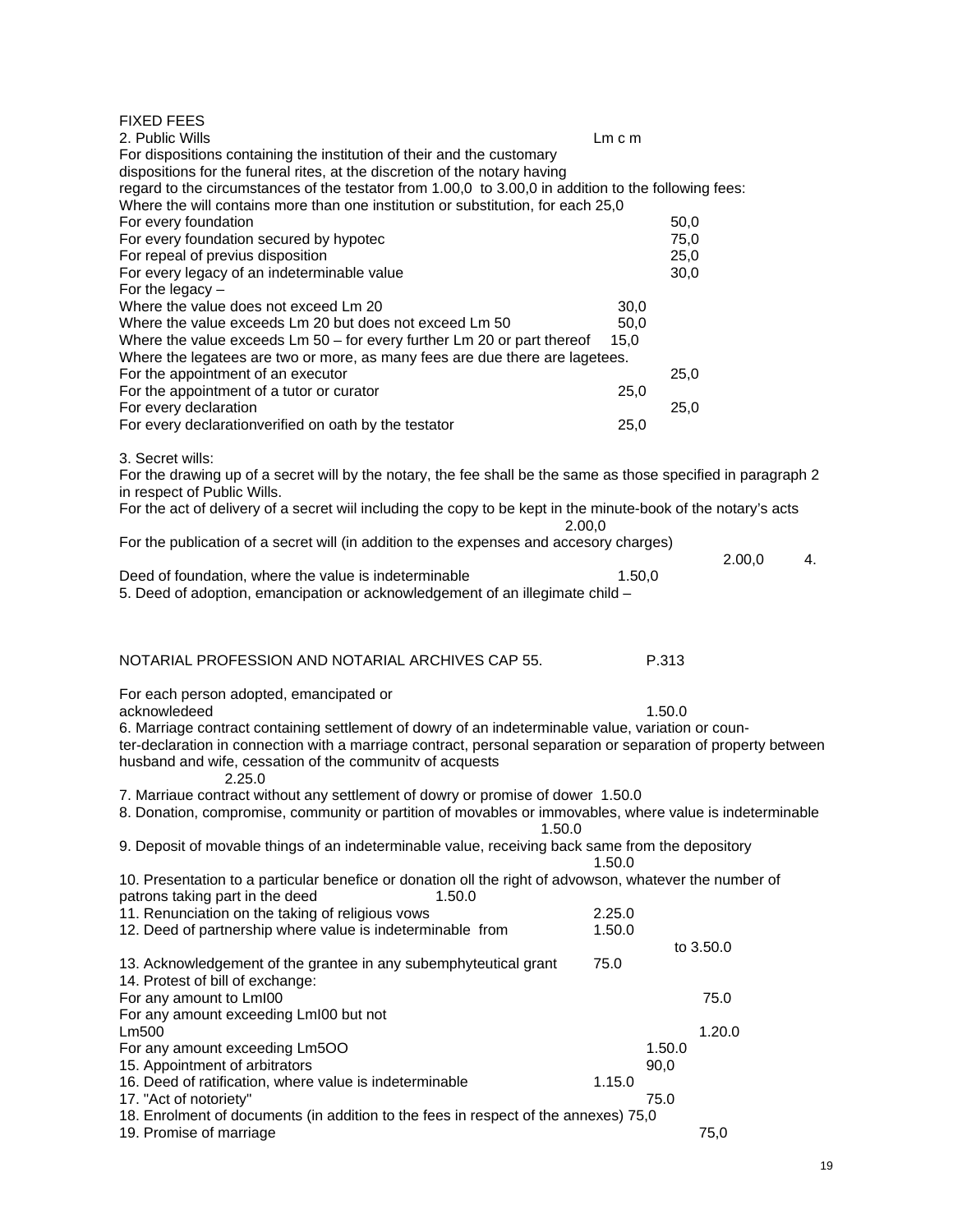FIXED FEES

2. Public Wills Lm c m

For dispositions containing the institution of their and the customary dispositions for the funeral rites, at the discretion of the notary having regard to the circumstances of the testator from 1.00,0 to 3.00,0 in addition to the following fees:

Where the will contains more than one institution or substitution, for each 25,0

For every foundation 50,0

For every foundation secured by hypotec 75,0

For repeal of previus disposition 25,0

For every legacy of an indeterminable value 30,0

For the legacy –

Where the value does not exceed Lm 20 30,0

Where the value exceeds Lm 20 but does not exceed Lm 50 50,0

Where the value exceeds Lm 50 – for every further Lm 20 or part thereof 15,0

Where the legatees are two or more, as many fees are due there are lagetees.

For the appointment of an executor 25,0

For the appointment of a tutor or curator 25,0

For every declaration 25,0

For every declarationverified on oath by the testator 25,0

3. Secret wills:

For the drawing up of a secret will by the notary, the fee shall be the same as those specified in paragraph 2 in respect of Public Wills.

For the act of delivery of a secret wiil including the copy to be kept in the minute-book of the notary's acts 2.00,0

For the publication of a secret will (in addition to the expenses and accesory charges) 2.00,0

4. Deed of foundation, where the value is indeterminable 1.50,0

5. Deed of adoption, emancipation or acknowledgement of an illegimate child –

NOTARIAL PROFESSION AND NOTARIAL ARCHIVES CAP 55. P.313

For each person adopted, emancipated or acknowledeed 1.50.0

6. Marriage contract containing settlement of dowry of an indeterminable value, variation or counter-declaration in connection with a marriage contract, personal separation or separation of property between husband and wife, cessation of the communitv of acquests 2.25.0

7. Marriaue contract without any settlement of dowry or promise of dower 1.50.0

8. Donation, compromise, community or partition of movables or immovables, where value is indeterminable 1.50.0

9. Deposit of movable things of an indeterminable value, receiving back same from the depository 1.50.0

10. Presentation to a particular benefice or donation oll the right of advowson, whatever the number of patrons taking part in the deed 1.50.0

11. Renunciation on the taking of religious vows 2.25.0

12. Deed of partnership where value is indeterminable from 1.50.0 to 3.50.0

13. Acknowledgement of the grantee in any subemphyteutical grant 75.0

14. Protest of bill of exchange:

For any amount to LmI00 75.0

For any amount exceeding LmI00 but not Lm500 1.20.0

For any amount exceeding Lm5OO 1.50.0

15. Appointment of arbitrators 90,0

16. Deed of ratification, where value is indeterminable 1.15.0

17. "Act of notoriety" 75.0

18. Enrolment of documents (in addition to the fees in respect of the annexes) 75,0

19. Promise of marriage 75,0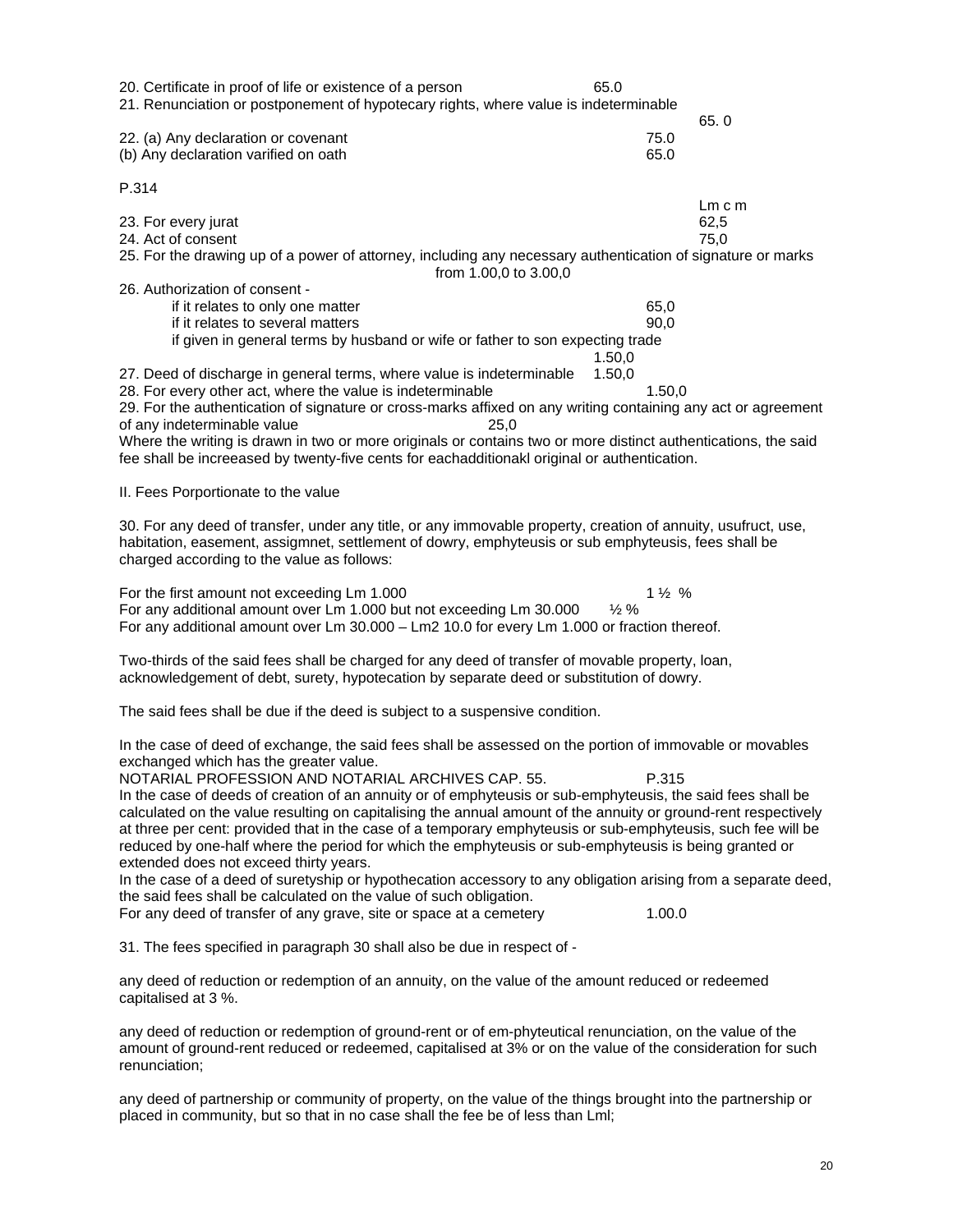20. Certificate in proof of life or existence of a person 65.0

21. Renunciation or postponement of hypotecary rights, where value is indeterminable 65. 0

22. (a) Any declaration or covenant 75.0
(b) Any declaration varified on oath 65.0

P.314

| | Lm c m |
|---|---|
| 23. For every jurat | 62,5 |
| 24. Act of consent | 75,0 |

25. For the drawing up of a power of attorney, including any necessary authentication of signature or marks from 1.00,0 to 3.00,0

26. Authorization of consent -

- if it relates to only one matter 65,0
- if it relates to several matters 90,0
- if given in general terms by husband or wife or father to son expecting trade 1.50,0

27. Deed of discharge in general terms, where value is indeterminable 1.50,0

28. For every other act, where the value is indeterminable 1.50,0

29. For the authentication of signature or cross-marks affixed on any writing containing any act or agreement of any indeterminable value 25,0

Where the writing is drawn in two or more originals or contains two or more distinct authentications, the said fee shall be increeased by twenty-five cents for eachadditionakl original or authentication.

II. Fees Porportionate to the value

30. For any deed of transfer, under any title, or any immovable property, creation of annuity, usufruct, use, habitation, easement, assigmnet, settlement of dowry, emphyteusis or sub emphyteusis, fees shall be charged according to the value as follows:

For the first amount not exceeding Lm 1.000 1 ½ %
For any additional amount over Lm 1.000 but not exceeding Lm 30.000 ½ %
For any additional amount over Lm 30.000 – Lm2 10.0 for every Lm 1.000 or fraction thereof.

Two-thirds of the said fees shall be charged for any deed of transfer of movable property, loan, acknowledgement of debt, surety, hypotecation by separate deed or substitution of dowry.

The said fees shall be due if the deed is subject to a suspensive condition.

In the case of deed of exchange, the said fees shall be assessed on the portion of immovable or movables exchanged which has the greater value.

In the case of deeds of creation of an annuity or of emphyteusis or sub-emphyteusis, the said fees shall be calculated on the value resulting on capitalising the annual amount of the annuity or ground-rent respectively at three per cent: provided that in the case of a temporary emphyteusis or sub-emphyteusis, such fee will be reduced by one-half where the period for which the emphyteusis or sub-emphyteusis is being granted or extended does not exceed thirty years.

In the case of a deed of suretyship or hypothecation accessory to any obligation arising from a separate deed, the said fees shall be calculated on the value of such obligation.

For any deed of transfer of any grave, site or space at a cemetery 1.00.0

31. The fees specified in paragraph 30 shall also be due in respect of -

any deed of reduction or redemption of an annuity, on the value of the amount reduced or redeemed capitalised at 3 %.

any deed of reduction or redemption of ground-rent or of em-phyteutical renunciation, on the value of the amount of ground-rent reduced or redeemed, capitalised at 3% or on the value of the consideration for such renunciation;

any deed of partnership or community of property, on the value of the things brought into the partnership or placed in community, but so that in no case shall the fee be of less than Lml;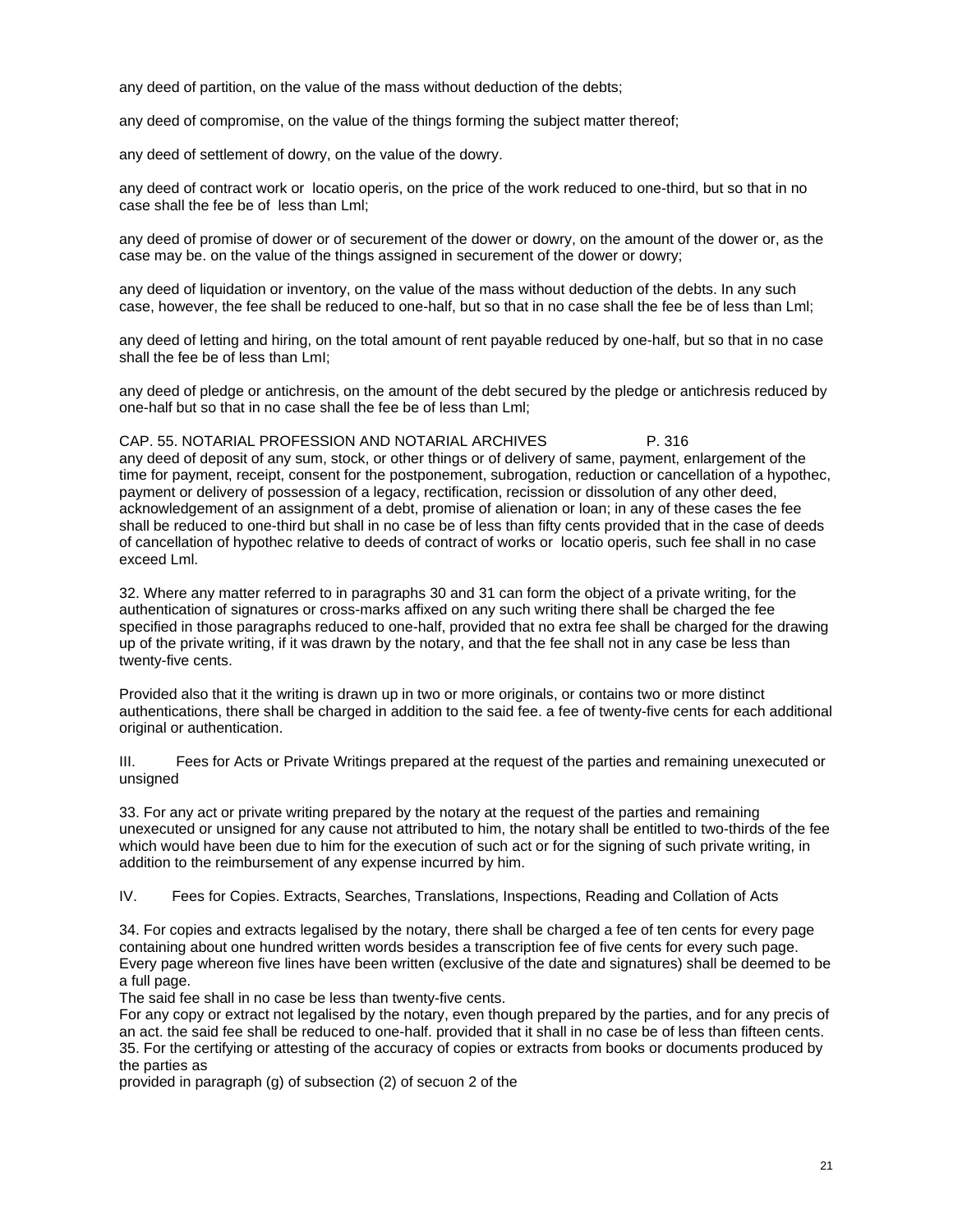any deed of partition, on the value of the mass without deduction of the debts;

any deed of compromise, on the value of the things forming the subject matter thereof;

any deed of settlement of dowry, on the value of the dowry.

any deed of contract work or locatio operis, on the price of the work reduced to one-third, but so that in no case shall the fee be of less than Lml;

any deed of promise of dower or of securement of the dower or dowry, on the amount of the dower or, as the case may be. on the value of the things assigned in securement of the dower or dowry;

any deed of liquidation or inventory, on the value of the mass without deduction of the debts. In any such case, however, the fee shall be reduced to one-half, but so that in no case shall the fee be of less than Lml;

any deed of letting and hiring, on the total amount of rent payable reduced by one-half, but so that in no case shall the fee be of less than LmI;

any deed of pledge or antichresis, on the amount of the debt secured by the pledge or antichresis reduced by one-half but so that in no case shall the fee be of less than Lml;

CAP. 55. NOTARIAL PROFESSION AND NOTARIAL ARCHIVES P. 316

any deed of deposit of any sum, stock, or other things or of delivery of same, payment, enlargement of the time for payment, receipt, consent for the postponement, subrogation, reduction or cancellation of a hypothec, payment or delivery of possession of a legacy, rectification, recission or dissolution of any other deed, acknowledgement of an assignment of a debt, promise of alienation or loan; in any of these cases the fee shall be reduced to one-third but shall in no case be of less than fifty cents provided that in the case of deeds of cancellation of hypothec relative to deeds of contract of works or locatio operis, such fee shall in no case exceed Lml.

32. Where any matter referred to in paragraphs 30 and 31 can form the object of a private writing, for the authentication of signatures or cross-marks affixed on any such writing there shall be charged the fee specified in those paragraphs reduced to one-half, provided that no extra fee shall be charged for the drawing up of the private writing, if it was drawn by the notary, and that the fee shall not in any case be less than twenty-five cents.

Provided also that it the writing is drawn up in two or more originals, or contains two or more distinct authentications, there shall be charged in addition to the said fee. a fee of twenty-five cents for each additional original or authentication.

III. Fees for Acts or Private Writings prepared at the request of the parties and remaining unexecuted or unsigned

33. For any act or private writing prepared by the notary at the request of the parties and remaining unexecuted or unsigned for any cause not attributed to him, the notary shall be entitled to two-thirds of the fee which would have been due to him for the execution of such act or for the signing of such private writing, in addition to the reimbursement of any expense incurred by him.

IV. Fees for Copies. Extracts, Searches, Translations, Inspections, Reading and Collation of Acts

34. For copies and extracts legalised by the notary, there shall be charged a fee of ten cents for every page containing about one hundred written words besides a transcription fee of five cents for every such page. Every page whereon five lines have been written (exclusive of the date and signatures) shall be deemed to be a full page.

The said fee shall in no case be less than twenty-five cents.

For any copy or extract not legalised by the notary, even though prepared by the parties, and for any precis of an act. the said fee shall be reduced to one-half. provided that it shall in no case be of less than fifteen cents.

35. For the certifying or attesting of the accuracy of copies or extracts from books or documents produced by the parties as

provided in paragraph (g) of subsection (2) of secuon 2 of the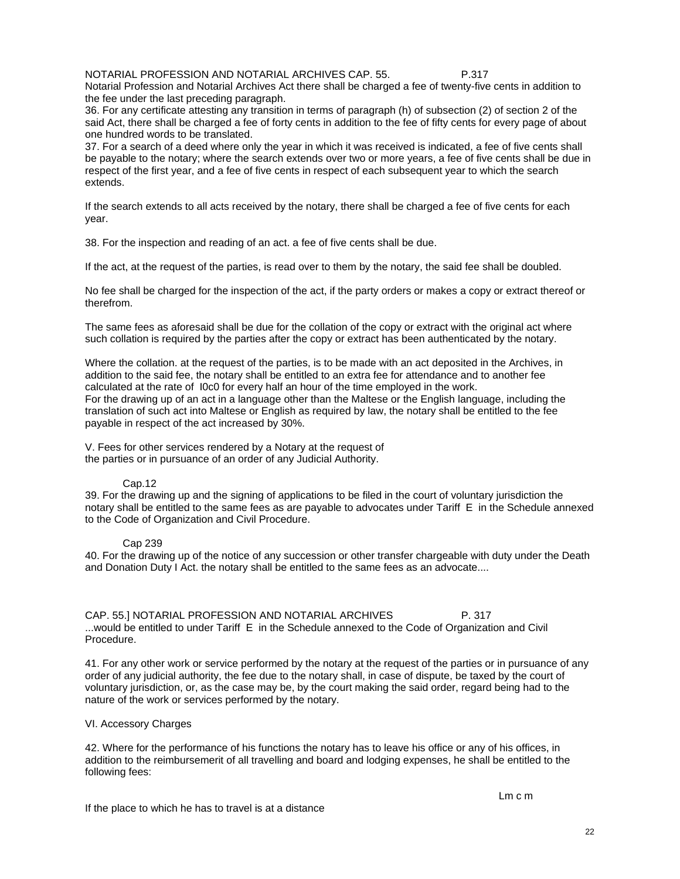Notarial Profession and Notarial Archives Act there shall be charged a fee of twenty-five cents in addition to the fee under the last preceding paragraph.

36. For any certificate attesting any transition in terms of paragraph (h) of subsection (2) of section 2 of the said Act, there shall be charged a fee of forty cents in addition to the fee of fifty cents for every page of about one hundred words to be translated.

37. For a search of a deed where only the year in which it was received is indicated, a fee of five cents shall be payable to the notary; where the search extends over two or more years, a fee of five cents shall be due in respect of the first year, and a fee of five cents in respect of each subsequent year to which the search extends.

If the search extends to all acts received by the notary, there shall be charged a fee of five cents for each year.

38. For the inspection and reading of an act. a fee of five cents shall be due.

If the act, at the request of the parties, is read over to them by the notary, the said fee shall be doubled.

No fee shall be charged for the inspection of the act, if the party orders or makes a copy or extract thereof or therefrom.

The same fees as aforesaid shall be due for the collation of the copy or extract with the original act where such collation is required by the parties after the copy or extract has been authenticated by the notary.

Where the collation. at the request of the parties, is to be made with an act deposited in the Archives, in addition to the said fee, the notary shall be entitled to an extra fee for attendance and to another fee calculated at the rate of I0c0 for every half an hour of the time employed in the work.

For the drawing up of an act in a language other than the Maltese or the English language, including the translation of such act into Maltese or English as required by law, the notary shall be entitled to the fee payable in respect of the act increased by 30%.

## V. Fees for other services rendered by a Notary at the request of the parties or in pursuance of an order of any Judicial Authority.

Cap.12

39. For the drawing up and the signing of applications to be filed in the court of voluntary jurisdiction the notary shall be entitled to the same fees as are payable to advocates under Tariff E in the Schedule annexed to the Code of Organization and Civil Procedure.

Cap 239

40. For the drawing up of the notice of any succession or other transfer chargeable with duty under the Death and Donation Duty I Act. the notary shall be entitled to the same fees as an advocate....

...would be entitled to under Tariff E in the Schedule annexed to the Code of Organization and Civil Procedure.

41. For any other work or service performed by the notary at the request of the parties or in pursuance of any order of any judicial authority, the fee due to the notary shall, in case of dispute, be taxed by the court of voluntary jurisdiction, or, as the case may be, by the court making the said order, regard being had to the nature of the work or services performed by the notary.

## VI. Accessory Charges

42. Where for the performance of his functions the notary has to leave his office or any of his offices, in addition to the reimbursemerit of all travelling and board and lodging expenses, he shall be entitled to the following fees:

Lm c m

If the place to which he has to travel is at a distance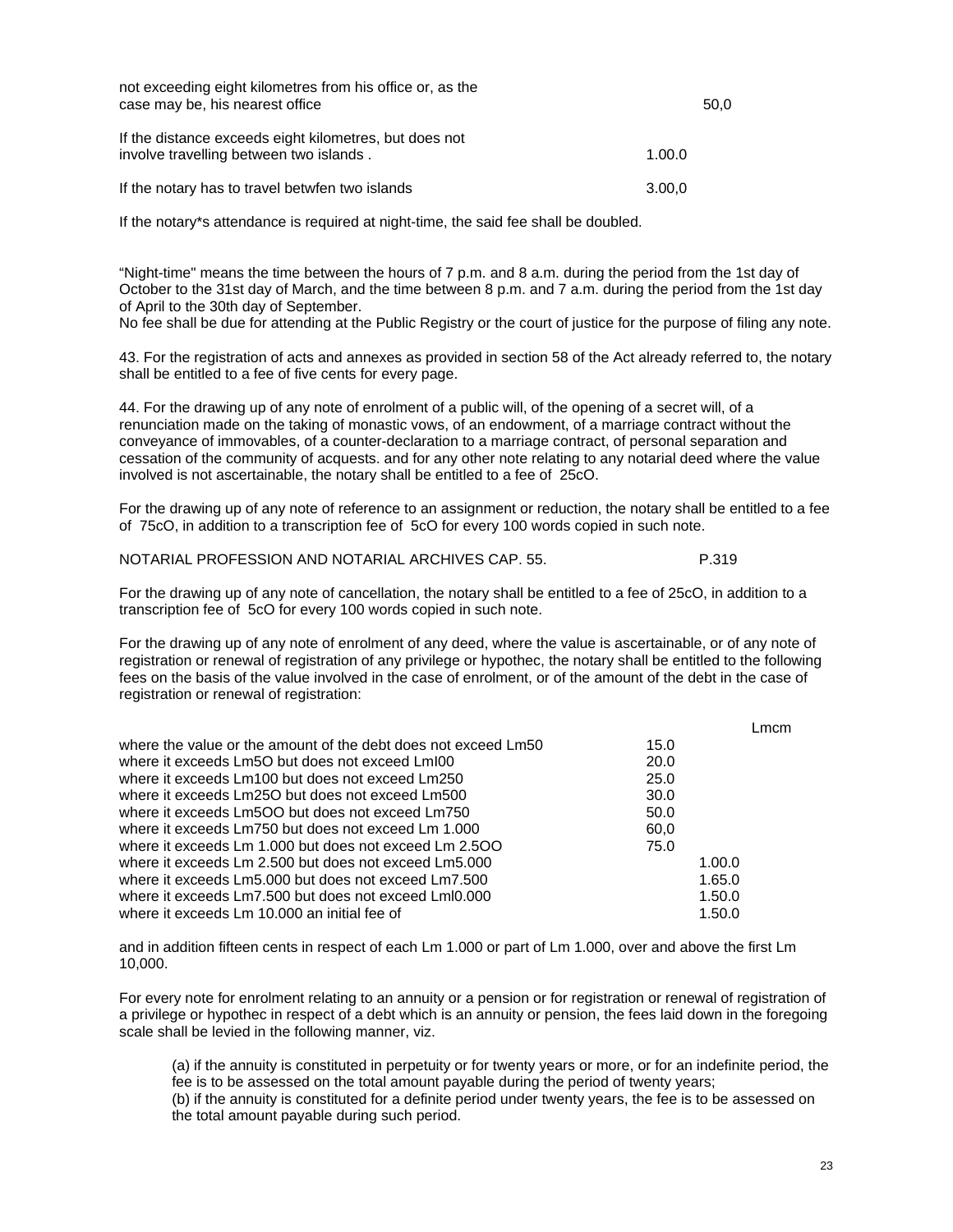| | |
|---|---|
| not exceeding eight kilometres from his office or, as the case may be, his nearest office | 50,0 |
| If the distance exceeds eight kilometres, but does not involve travelling between two islands . | 1.00.0 |
| If the notary has to travel betwfen two islands | 3.00,0 |

If the notary*s attendance is required at night-time, the said fee shall be doubled.

"Night-time" means the time between the hours of 7 p.m. and 8 a.m. during the period from the 1st day of October to the 31st day of March, and the time between 8 p.m. and 7 a.m. during the period from the 1st day of April to the 30th day of September.
No fee shall be due for attending at the Public Registry or the court of justice for the purpose of filing any note.

43. For the registration of acts and annexes as provided in section 58 of the Act already referred to, the notary shall be entitled to a fee of five cents for every page.

44. For the drawing up of any note of enrolment of a public will, of the opening of a secret will, of a renunciation made on the taking of monastic vows, of an endowment, of a marriage contract without the conveyance of immovables, of a counter-declaration to a marriage contract, of personal separation and cessation of the community of acquests. and for any other note relating to any notarial deed where the value involved is not ascertainable, the notary shall be entitled to a fee of 25cO.

For the drawing up of any note of reference to an assignment or reduction, the notary shall be entitled to a fee of 75cO, in addition to a transcription fee of 5cO for every 100 words copied in such note.

For the drawing up of any note of cancellation, the notary shall be entitled to a fee of 25cO, in addition to a transcription fee of 5cO for every 100 words copied in such note.

For the drawing up of any note of enrolment of any deed, where the value is ascertainable, or of any note of registration or renewal of registration of any privilege or hypothec, the notary shall be entitled to the following fees on the basis of the value involved in the case of enrolment, or of the amount of the debt in the case of registration or renewal of registration:

| | | Lmcm |
|---|---|---|
| where the value or the amount of the debt does not exceed Lm50 | 15.0 | |
| where it exceeds Lm5O but does not exceed LmI00 | 20.0 | |
| where it exceeds Lm100 but does not exceed Lm250 | 25.0 | |
| where it exceeds Lm25O but does not exceed Lm500 | 30.0 | |
| where it exceeds Lm5OO but does not exceed Lm750 | 50.0 | |
| where it exceeds Lm750 but does not exceed Lm 1.000 | 60,0 | |
| where it exceeds Lm 1.000 but does not exceed Lm 2.5OO | 75.0 | |
| where it exceeds Lm 2.500 but does not exceed Lm5.000 | | 1.00.0 |
| where it exceeds Lm5.000 but does not exceed Lm7.500 | | 1.65.0 |
| where it exceeds Lm7.500 but does not exceed Lml0.000 | | 1.50.0 |
| where it exceeds Lm 10.000 an initial fee of | | 1.50.0 |

and in addition fifteen cents in respect of each Lm 1.000 or part of Lm 1.000, over and above the first Lm 10,000.

For every note for enrolment relating to an annuity or a pension or for registration or renewal of registration of a privilege or hypothec in respect of a debt which is an annuity or pension, the fees laid down in the foregoing scale shall be levied in the following manner, viz.

(a) if the annuity is constituted in perpetuity or for twenty years or more, or for an indefinite period, the fee is to be assessed on the total amount payable during the period of twenty years;
(b) if the annuity is constituted for a definite period under twenty years, the fee is to be assessed on the total amount payable during such period.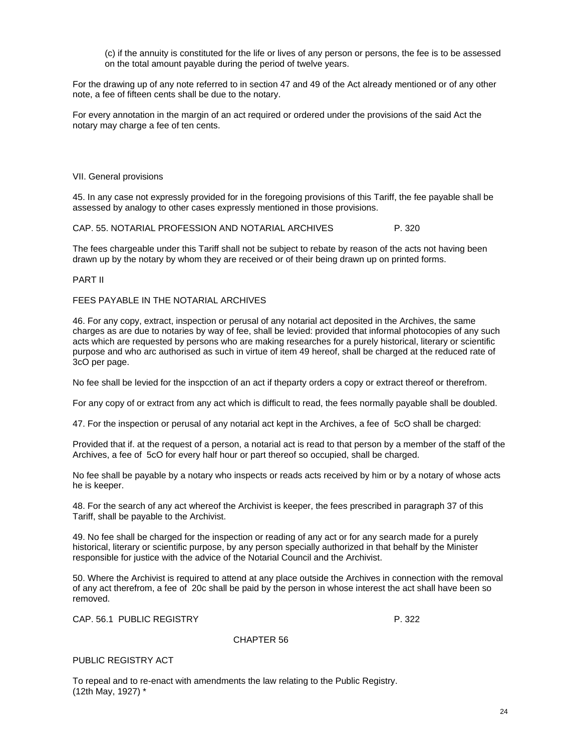(c) if the annuity is constituted for the life or lives of any person or persons, the fee is to be assessed on the total amount payable during the period of twelve years.

For the drawing up of any note referred to in section 47 and 49 of the Act already mentioned or of any other note, a fee of fifteen cents shall be due to the notary.

For every annotation in the margin of an act required or ordered under the provisions of the said Act the notary may charge a fee of ten cents.

VII. General provisions

45. In any case not expressly provided for in the foregoing provisions of this Tariff, the fee payable shall be assessed by analogy to other cases expressly mentioned in those provisions.

CAP. 55. NOTARIAL PROFESSION AND NOTARIAL ARCHIVES P. 320

The fees chargeable under this Tariff shall not be subject to rebate by reason of the acts not having been drawn up by the notary by whom they are received or of their being drawn up on printed forms.

PART II

FEES PAYABLE IN THE NOTARIAL ARCHIVES

46. For any copy, extract, inspection or perusal of any notarial act deposited in the Archives, the same charges as are due to notaries by way of fee, shall be levied: provided that informal photocopies of any such acts which are requested by persons who are making researches for a purely historical, literary or scientific purpose and who arc authorised as such in virtue of item 49 hereof, shall be charged at the reduced rate of 3cO per page.

No fee shall be levied for the inspcction of an act if theparty orders a copy or extract thereof or therefrom.

For any copy of or extract from any act which is difficult to read, the fees normally payable shall be doubled.

47. For the inspection or perusal of any notarial act kept in the Archives, a fee of 5cO shall be charged:

Provided that if. at the request of a person, a notarial act is read to that person by a member of the staff of the Archives, a fee of 5cO for every half hour or part thereof so occupied, shall be charged.

No fee shall be payable by a notary who inspects or reads acts received by him or by a notary of whose acts he is keeper.

48. For the search of any act whereof the Archivist is keeper, the fees prescribed in paragraph 37 of this Tariff, shall be payable to the Archivist.

49. No fee shall be charged for the inspection or reading of any act or for any search made for a purely historical, literary or scientific purpose, by any person specially authorized in that behalf by the Minister responsible for justice with the advice of the Notarial Council and the Archivist.

50. Where the Archivist is required to attend at any place outside the Archives in connection with the removal of any act therefrom, a fee of 20c shall be paid by the person in whose interest the act shall have been so removed.

CAP. 56.1 PUBLIC REGISTRY P. 322

CHAPTER 56

PUBLIC REGISTRY ACT

To repeal and to re-enact with amendments the law relating to the Public Registry.
(12th May, 1927) *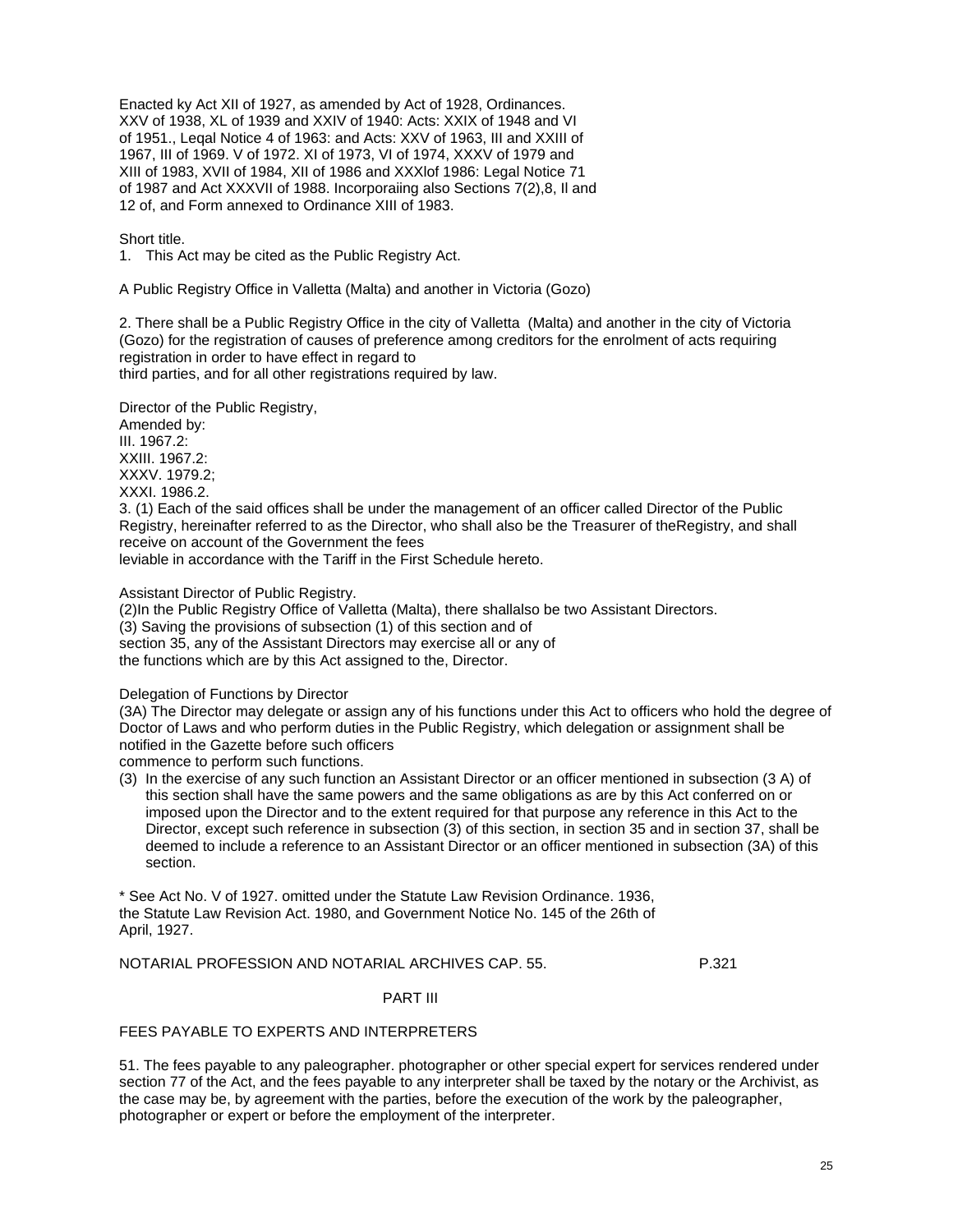Enacted ky Act XII of 1927, as amended by Act of 1928, Ordinances. XXV of 1938, XL of 1939 and XXIV of 1940: Acts: XXIX of 1948 and VI of 1951., Leqal Notice 4 of 1963: and Acts: XXV of 1963, III and XXIII of 1967, III of 1969. V of 1972. XI of 1973, VI of 1974, XXXV of 1979 and XIII of 1983, XVII of 1984, XII of 1986 and XXXlof 1986: Legal Notice 71 of 1987 and Act XXXVII of 1988. Incorporaiing also Sections 7(2),8, Il and 12 of, and Form annexed to Ordinance XIII of 1983.

Short title.

1. This Act may be cited as the Public Registry Act.

A Public Registry Office in Valletta (Malta) and another in Victoria (Gozo)

2. There shall be a Public Registry Office in the city of Valletta (Malta) and another in the city of Victoria (Gozo) for the registration of causes of preference among creditors for the enrolment of acts requiring registration in order to have effect in regard to third parties, and for all other registrations required by law.

Director of the Public Registry,
Amended by:
III. 1967.2:
XXIII. 1967.2:
XXXV. 1979.2;
XXXI. 1986.2.

3. (1) Each of the said offices shall be under the management of an officer called Director of the Public Registry, hereinafter referred to as the Director, who shall also be the Treasurer of theRegistry, and shall receive on account of the Government the fees leviable in accordance with the Tariff in the First Schedule hereto.

Assistant Director of Public Registry.

(2)In the Public Registry Office of Valletta (Malta), there shallalso be two Assistant Directors.

(3) Saving the provisions of subsection (1) of this section and of section 35, any of the Assistant Directors may exercise all or any of the functions which are by this Act assigned to the, Director.

Delegation of Functions by Director

(3A) The Director may delegate or assign any of his functions under this Act to officers who hold the degree of Doctor of Laws and who perform duties in the Public Registry, which delegation or assignment shall be notified in the Gazette before such officers commence to perform such functions.

(3) In the exercise of any such function an Assistant Director or an officer mentioned in subsection (3 A) of this section shall have the same powers and the same obligations as are by this Act conferred on or imposed upon the Director and to the extent required for that purpose any reference in this Act to the Director, except such reference in subsection (3) of this section, in section 35 and in section 37, shall be deemed to include a reference to an Assistant Director or an officer mentioned in subsection (3A) of this section.

* See Act No. V of 1927. omitted under the Statute Law Revision Ordinance. 1936, the Statute Law Revision Act. 1980, and Government Notice No. 145 of the 26th of April, 1927.

NOTARIAL PROFESSION AND NOTARIAL ARCHIVES CAP. 55. P.321

PART III

FEES PAYABLE TO EXPERTS AND INTERPRETERS

51. The fees payable to any paleographer. photographer or other special expert for services rendered under section 77 of the Act, and the fees payable to any interpreter shall be taxed by the notary or the Archivist, as the case may be, by agreement with the parties, before the execution of the work by the paleographer, photographer or expert or before the employment of the interpreter.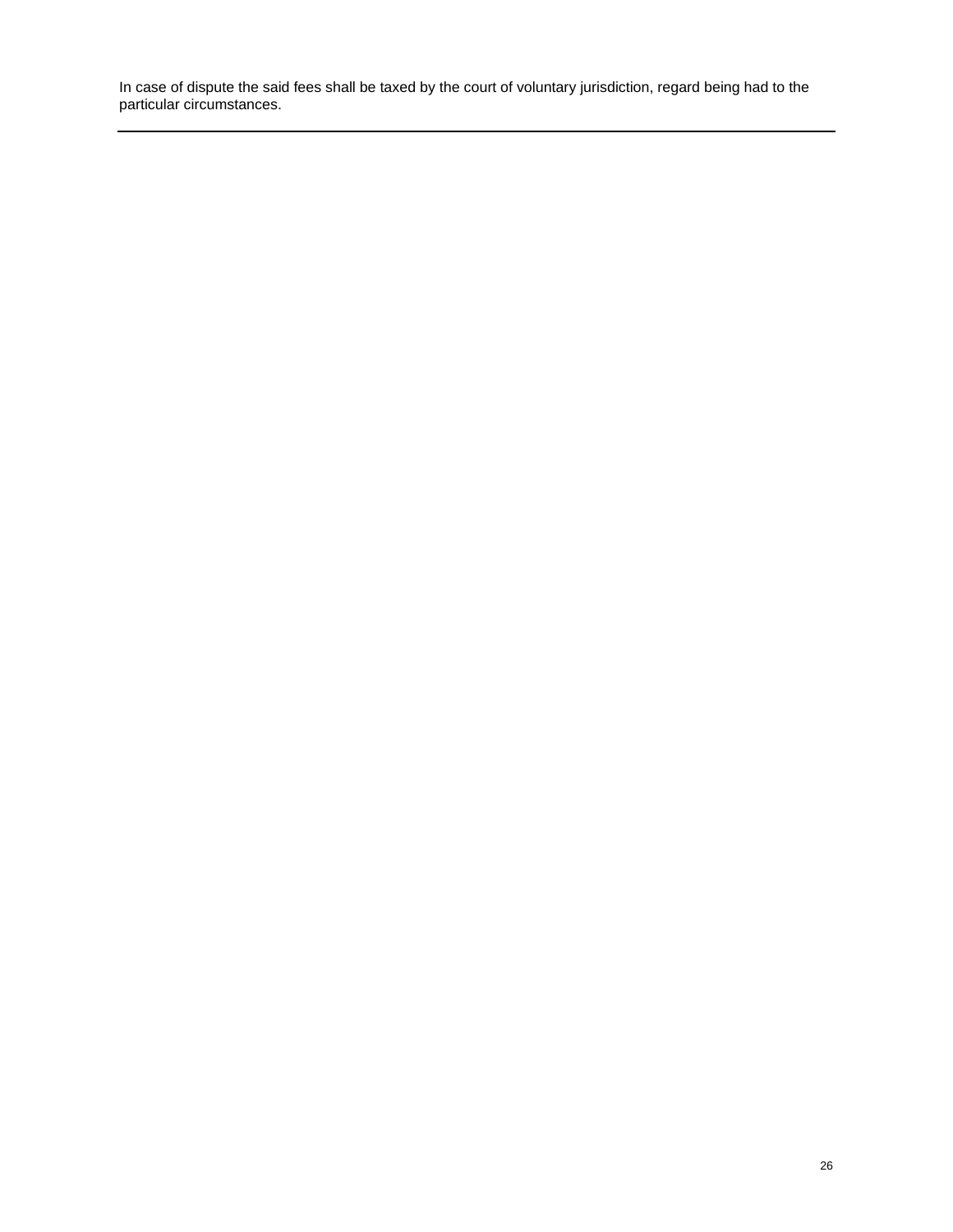In case of dispute the said fees shall be taxed by the court of voluntary jurisdiction, regard being had to the particular circumstances.

---